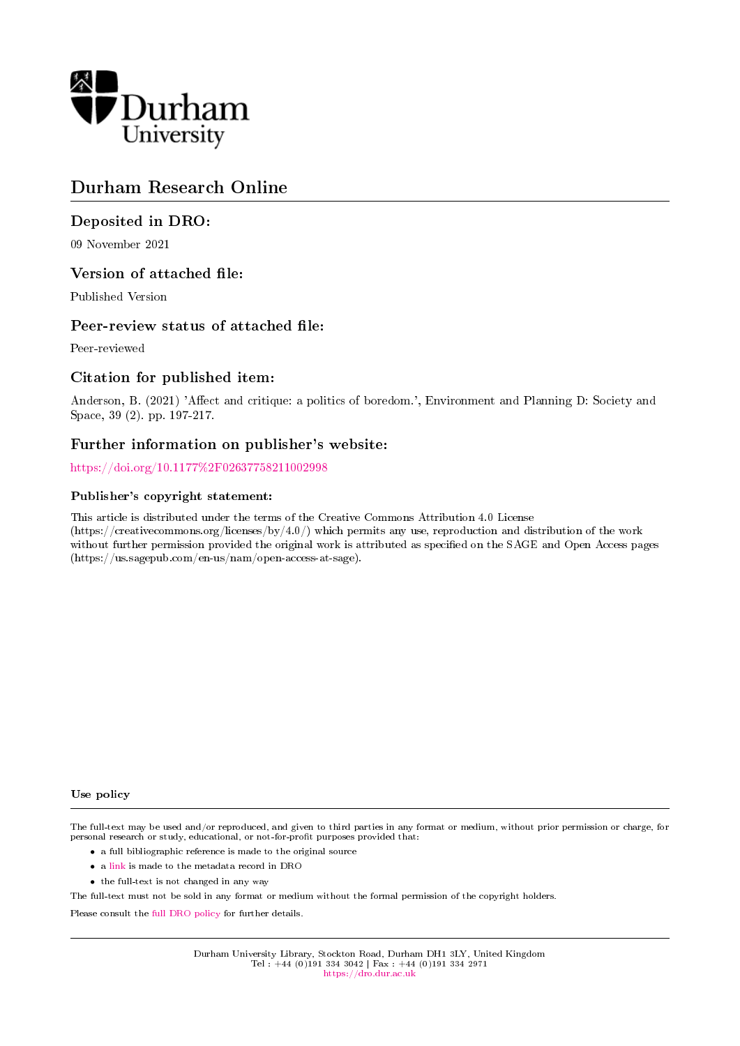Durham University

# Durham Research Online

## Deposited in DRO:

09 November 2021

## Version of attached file:

Published Version

## Peer-review status of attached file:

Peer-reviewed

## Citation for published item:

Anderson, B. (2021) 'Affect and critique: a politics of boredom.', Environment and Planning D: Society and Space, 39 (2). pp. 197-217.

## Further information on publisher's website:

https://doi.org/10.1177%2F02637758211002998

### Publisher's copyright statement:

This article is distributed under the terms of the Creative Commons Attribution 4.0 License (https://creativecommons.org/licenses/by/4.0/) which permits any use, reproduction and distribution of the work without further permission provided the original work is attributed as specified on the SAGE and Open Access pages (https://us.sagepub.com/en-us/nam/open-access-at-sage).

### Use policy

The full-text may be used and/or reproduced, and given to third parties in any format or medium, without prior permission or charge, for personal research or study, educational, or not-for-profit purposes provided that:

- a full bibliographic reference is made to the original source
- a link is made to the metadata record in DRO
- the full-text is not changed in any way

The full-text must not be sold in any format or medium without the formal permission of the copyright holders.

Please consult the full DRO policy for further details.

Durham University Library, Stockton Road, Durham DH1 3LY, United Kingdom
Tel : +44 (0)191 334 3042 | Fax : +44 (0)191 334 2971
https://dro.dur.ac.uk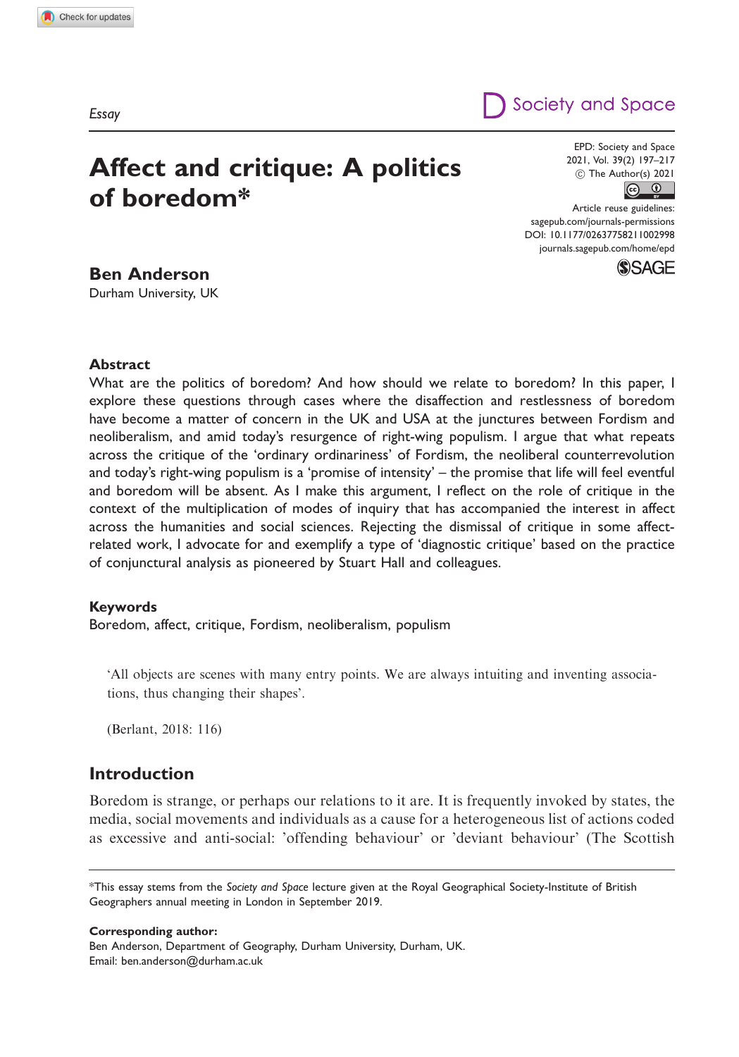Essay

# Affect and critique: A politics of boredom*

**Ben Anderson**
Durham University, UK

## Abstract

What are the politics of boredom? And how should we relate to boredom? In this paper, I explore these questions through cases where the disaffection and restlessness of boredom have become a matter of concern in the UK and USA at the junctures between Fordism and neoliberalism, and amid today's resurgence of right-wing populism. I argue that what repeats across the critique of the 'ordinary ordinariness' of Fordism, the neoliberal counterrevolution and today's right-wing populism is a 'promise of intensity' – the promise that life will feel eventful and boredom will be absent. As I make this argument, I reflect on the role of critique in the context of the multiplication of modes of inquiry that has accompanied the interest in affect across the humanities and social sciences. Rejecting the dismissal of critique in some affect-related work, I advocate for and exemplify a type of 'diagnostic critique' based on the practice of conjunctural analysis as pioneered by Stuart Hall and colleagues.

## Keywords

Boredom, affect, critique, Fordism, neoliberalism, populism

> 'All objects are scenes with many entry points. We are always intuiting and inventing associations, thus changing their shapes'.
>
> (Berlant, 2018: 116)

## Introduction

Boredom is strange, or perhaps our relations to it are. It is frequently invoked by states, the media, social movements and individuals as a cause for a heterogeneous list of actions coded as excessive and anti-social: 'offending behaviour' or 'deviant behaviour' (The Scottish

*This essay stems from the *Society and Space* lecture given at the Royal Geographical Society-Institute of British Geographers annual meeting in London in September 2019.

**Corresponding author:**
Ben Anderson, Department of Geography, Durham University, Durham, UK.
Email: ben.anderson@durham.ac.uk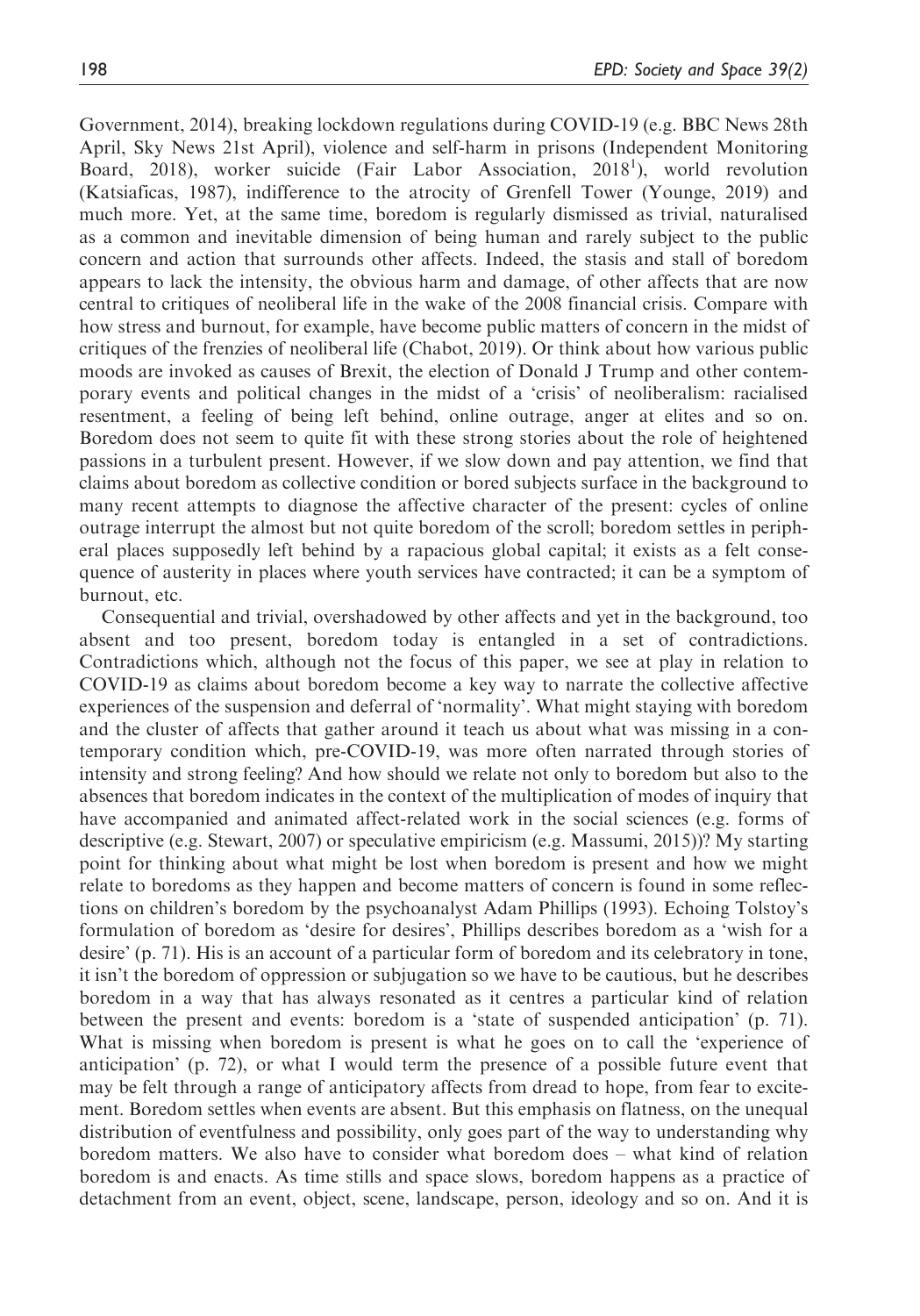Government, 2014), breaking lockdown regulations during COVID-19 (e.g. BBC News 28th April, Sky News 21st April), violence and self-harm in prisons (Independent Monitoring Board, 2018), worker suicide (Fair Labor Association, 2018[1]), world revolution (Katsiaficas, 1987), indifference to the atrocity of Grenfell Tower (Younge, 2019) and much more. Yet, at the same time, boredom is regularly dismissed as trivial, naturalised as a common and inevitable dimension of being human and rarely subject to the public concern and action that surrounds other affects. Indeed, the stasis and stall of boredom appears to lack the intensity, the obvious harm and damage, of other affects that are now central to critiques of neoliberal life in the wake of the 2008 financial crisis. Compare with how stress and burnout, for example, have become public matters of concern in the midst of critiques of the frenzies of neoliberal life (Chabot, 2019). Or think about how various public moods are invoked as causes of Brexit, the election of Donald J Trump and other contemporary events and political changes in the midst of a 'crisis' of neoliberalism: racialised resentment, a feeling of being left behind, online outrage, anger at elites and so on. Boredom does not seem to quite fit with these strong stories about the role of heightened passions in a turbulent present. However, if we slow down and pay attention, we find that claims about boredom as collective condition or bored subjects surface in the background to many recent attempts to diagnose the affective character of the present: cycles of online outrage interrupt the almost but not quite boredom of the scroll; boredom settles in peripheral places supposedly left behind by a rapacious global capital; it exists as a felt consequence of austerity in places where youth services have contracted; it can be a symptom of burnout, etc.

Consequential and trivial, overshadowed by other affects and yet in the background, too absent and too present, boredom today is entangled in a set of contradictions. Contradictions which, although not the focus of this paper, we see at play in relation to COVID-19 as claims about boredom become a key way to narrate the collective affective experiences of the suspension and deferral of 'normality'. What might staying with boredom and the cluster of affects that gather around it teach us about what was missing in a contemporary condition which, pre-COVID-19, was more often narrated through stories of intensity and strong feeling? And how should we relate not only to boredom but also to the absences that boredom indicates in the context of the multiplication of modes of inquiry that have accompanied and animated affect-related work in the social sciences (e.g. forms of descriptive (e.g. Stewart, 2007) or speculative empiricism (e.g. Massumi, 2015))? My starting point for thinking about what might be lost when boredom is present and how we might relate to boredoms as they happen and become matters of concern is found in some reflections on children's boredom by the psychoanalyst Adam Phillips (1993). Echoing Tolstoy's formulation of boredom as 'desire for desires', Phillips describes boredom as a 'wish for a desire' (p. 71). His is an account of a particular form of boredom and its celebratory in tone, it isn't the boredom of oppression or subjugation so we have to be cautious, but he describes boredom in a way that has always resonated as it centres a particular kind of relation between the present and events: boredom is a 'state of suspended anticipation' (p. 71). What is missing when boredom is present is what he goes on to call the 'experience of anticipation' (p. 72), or what I would term the presence of a possible future event that may be felt through a range of anticipatory affects from dread to hope, from fear to excitement. Boredom settles when events are absent. But this emphasis on flatness, on the unequal distribution of eventfulness and possibility, only goes part of the way to understanding why boredom matters. We also have to consider what boredom does – what kind of relation boredom is and enacts. As time stills and space slows, boredom happens as a practice of detachment from an event, object, scene, landscape, person, ideology and so on. And it is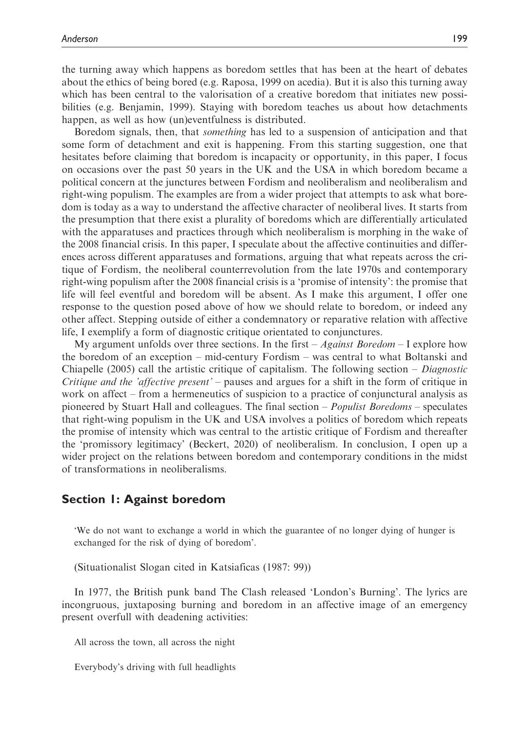the turning away which happens as boredom settles that has been at the heart of debates about the ethics of being bored (e.g. Raposa, 1999 on acedia). But it is also this turning away which has been central to the valorisation of a creative boredom that initiates new possibilities (e.g. Benjamin, 1999). Staying with boredom teaches us about how detachments happen, as well as how (un)eventfulness is distributed.

Boredom signals, then, that *something* has led to a suspension of anticipation and that some form of detachment and exit is happening. From this starting suggestion, one that hesitates before claiming that boredom is incapacity or opportunity, in this paper, I focus on occasions over the past 50 years in the UK and the USA in which boredom became a political concern at the junctures between Fordism and neoliberalism and neoliberalism and right-wing populism. The examples are from a wider project that attempts to ask what boredom is today as a way to understand the affective character of neoliberal lives. It starts from the presumption that there exist a plurality of boredoms which are differentially articulated with the apparatuses and practices through which neoliberalism is morphing in the wake of the 2008 financial crisis. In this paper, I speculate about the affective continuities and differences across different apparatuses and formations, arguing that what repeats across the critique of Fordism, the neoliberal counterrevolution from the late 1970s and contemporary right-wing populism after the 2008 financial crisis is a 'promise of intensity': the promise that life will feel eventful and boredom will be absent. As I make this argument, I offer one response to the question posed above of how we should relate to boredom, or indeed any other affect. Stepping outside of either a condemnatory or reparative relation with affective life, I exemplify a form of diagnostic critique orientated to conjunctures.

My argument unfolds over three sections. In the first – *Against Boredom* – I explore how the boredom of an exception – mid-century Fordism – was central to what Boltanski and Chiapelle (2005) call the artistic critique of capitalism. The following section – *Diagnostic Critique and the 'affective present'* – pauses and argues for a shift in the form of critique in work on affect – from a hermeneutics of suspicion to a practice of conjunctural analysis as pioneered by Stuart Hall and colleagues. The final section – *Populist Boredoms* – speculates that right-wing populism in the UK and USA involves a politics of boredom which repeats the promise of intensity which was central to the artistic critique of Fordism and thereafter the 'promissory legitimacy' (Beckert, 2020) of neoliberalism. In conclusion, I open up a wider project on the relations between boredom and contemporary conditions in the midst of transformations in neoliberalisms.

## Section 1: Against boredom

> 'We do not want to exchange a world in which the guarantee of no longer dying of hunger is exchanged for the risk of dying of boredom'.
>
> (Situationalist Slogan cited in Katsiaficas (1987: 99))

In 1977, the British punk band The Clash released 'London's Burning'. The lyrics are incongruous, juxtaposing burning and boredom in an affective image of an emergency present overfull with deadening activities:

> All across the town, all across the night
>
> Everybody's driving with full headlights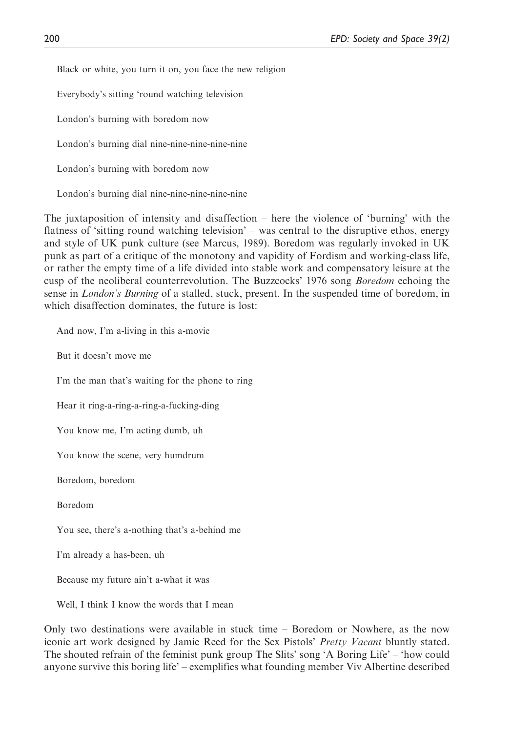Black or white, you turn it on, you face the new religion

Everybody's sitting 'round watching television

London's burning with boredom now

London's burning dial nine-nine-nine-nine-nine

London's burning with boredom now

London's burning dial nine-nine-nine-nine-nine

The juxtaposition of intensity and disaffection – here the violence of 'burning' with the flatness of 'sitting round watching television' – was central to the disruptive ethos, energy and style of UK punk culture (see Marcus, 1989). Boredom was regularly invoked in UK punk as part of a critique of the monotony and vapidity of Fordism and working-class life, or rather the empty time of a life divided into stable work and compensatory leisure at the cusp of the neoliberal counterrevolution. The Buzzcocks' 1976 song *Boredom* echoing the sense in *London's Burning* of a stalled, stuck, present. In the suspended time of boredom, in which disaffection dominates, the future is lost:

And now, I'm a-living in this a-movie

But it doesn't move me

I'm the man that's waiting for the phone to ring

Hear it ring-a-ring-a-ring-a-fucking-ding

You know me, I'm acting dumb, uh

You know the scene, very humdrum

Boredom, boredom

Boredom

You see, there's a-nothing that's a-behind me

I'm already a has-been, uh

Because my future ain't a-what it was

Well, I think I know the words that I mean

Only two destinations were available in stuck time – Boredom or Nowhere, as the now iconic art work designed by Jamie Reed for the Sex Pistols' *Pretty Vacant* bluntly stated. The shouted refrain of the feminist punk group The Slits' song 'A Boring Life' – 'how could anyone survive this boring life' – exemplifies what founding member Viv Albertine described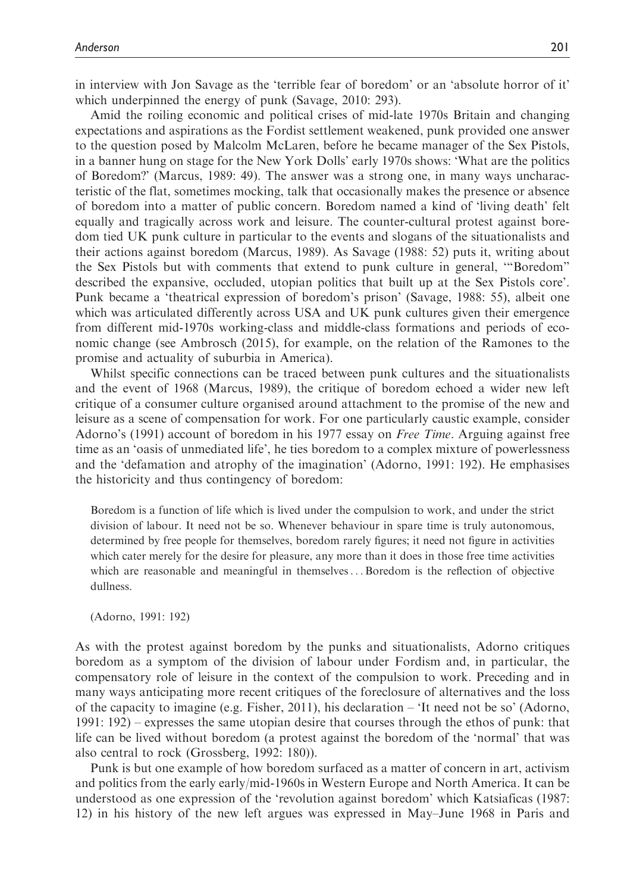in interview with Jon Savage as the 'terrible fear of boredom' or an 'absolute horror of it' which underpinned the energy of punk (Savage, 2010: 293).

Amid the roiling economic and political crises of mid-late 1970s Britain and changing expectations and aspirations as the Fordist settlement weakened, punk provided one answer to the question posed by Malcolm McLaren, before he became manager of the Sex Pistols, in a banner hung on stage for the New York Dolls' early 1970s shows: 'What are the politics of Boredom?' (Marcus, 1989: 49). The answer was a strong one, in many ways uncharacteristic of the flat, sometimes mocking, talk that occasionally makes the presence or absence of boredom into a matter of public concern. Boredom named a kind of 'living death' felt equally and tragically across work and leisure. The counter-cultural protest against boredom tied UK punk culture in particular to the events and slogans of the situationalists and their actions against boredom (Marcus, 1989). As Savage (1988: 52) puts it, writing about the Sex Pistols but with comments that extend to punk culture in general, '"Boredom" described the expansive, occluded, utopian politics that built up at the Sex Pistols core'. Punk became a 'theatrical expression of boredom's prison' (Savage, 1988: 55), albeit one which was articulated differently across USA and UK punk cultures given their emergence from different mid-1970s working-class and middle-class formations and periods of economic change (see Ambrosch (2015), for example, on the relation of the Ramones to the promise and actuality of suburbia in America).

Whilst specific connections can be traced between punk cultures and the situationalists and the event of 1968 (Marcus, 1989), the critique of boredom echoed a wider new left critique of a consumer culture organised around attachment to the promise of the new and leisure as a scene of compensation for work. For one particularly caustic example, consider Adorno's (1991) account of boredom in his 1977 essay on *Free Time*. Arguing against free time as an 'oasis of unmediated life', he ties boredom to a complex mixture of powerlessness and the 'defamation and atrophy of the imagination' (Adorno, 1991: 192). He emphasises the historicity and thus contingency of boredom:

> Boredom is a function of life which is lived under the compulsion to work, and under the strict division of labour. It need not be so. Whenever behaviour in spare time is truly autonomous, determined by free people for themselves, boredom rarely figures; it need not figure in activities which cater merely for the desire for pleasure, any more than it does in those free time activities which are reasonable and meaningful in themselves . . . Boredom is the reflection of objective dullness.
>
> (Adorno, 1991: 192)

As with the protest against boredom by the punks and situationalists, Adorno critiques boredom as a symptom of the division of labour under Fordism and, in particular, the compensatory role of leisure in the context of the compulsion to work. Preceding and in many ways anticipating more recent critiques of the foreclosure of alternatives and the loss of the capacity to imagine (e.g. Fisher, 2011), his declaration – 'It need not be so' (Adorno, 1991: 192) – expresses the same utopian desire that courses through the ethos of punk: that life can be lived without boredom (a protest against the boredom of the 'normal' that was also central to rock (Grossberg, 1992: 180)).

Punk is but one example of how boredom surfaced as a matter of concern in art, activism and politics from the early early/mid-1960s in Western Europe and North America. It can be understood as one expression of the 'revolution against boredom' which Katsiaficas (1987: 12) in his history of the new left argues was expressed in May–June 1968 in Paris and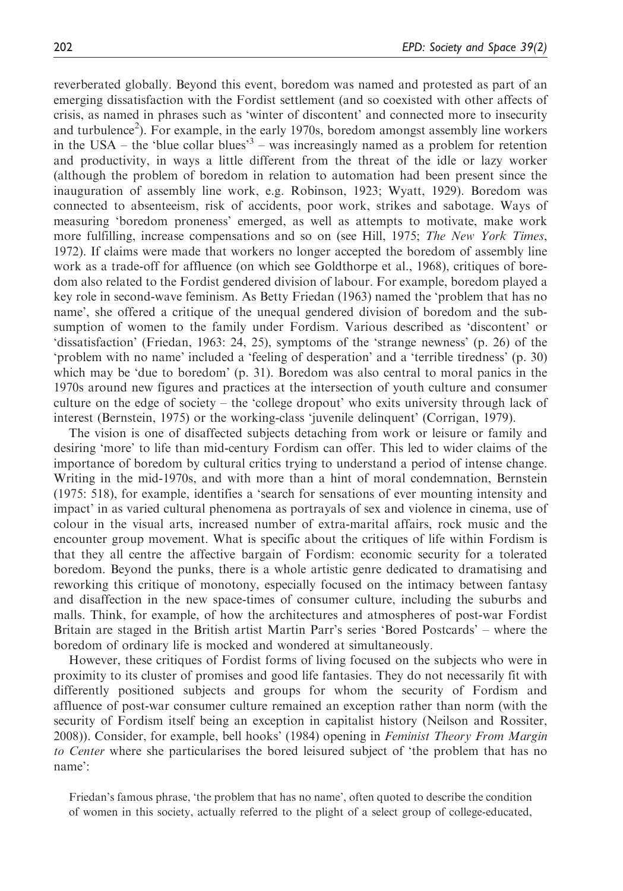reverberated globally. Beyond this event, boredom was named and protested as part of an emerging dissatisfaction with the Fordist settlement (and so coexisted with other affects of crisis, as named in phrases such as 'winter of discontent' and connected more to insecurity and turbulence[2]). For example, in the early 1970s, boredom amongst assembly line workers in the USA – the 'blue collar blues'[3] – was increasingly named as a problem for retention and productivity, in ways a little different from the threat of the idle or lazy worker (although the problem of boredom in relation to automation had been present since the inauguration of assembly line work, e.g. Robinson, 1923; Wyatt, 1929). Boredom was connected to absenteeism, risk of accidents, poor work, strikes and sabotage. Ways of measuring 'boredom proneness' emerged, as well as attempts to motivate, make work more fulfilling, increase compensations and so on (see Hill, 1975; *The New York Times*, 1972). If claims were made that workers no longer accepted the boredom of assembly line work as a trade-off for affluence (on which see Goldthorpe et al., 1968), critiques of boredom also related to the Fordist gendered division of labour. For example, boredom played a key role in second-wave feminism. As Betty Friedan (1963) named the 'problem that has no name', she offered a critique of the unequal gendered division of boredom and the subsumption of women to the family under Fordism. Various described as 'discontent' or 'dissatisfaction' (Friedan, 1963: 24, 25), symptoms of the 'strange newness' (p. 26) of the 'problem with no name' included a 'feeling of desperation' and a 'terrible tiredness' (p. 30) which may be 'due to boredom' (p. 31). Boredom was also central to moral panics in the 1970s around new figures and practices at the intersection of youth culture and consumer culture on the edge of society – the 'college dropout' who exits university through lack of interest (Bernstein, 1975) or the working-class 'juvenile delinquent' (Corrigan, 1979).

The vision is one of disaffected subjects detaching from work or leisure or family and desiring 'more' to life than mid-century Fordism can offer. This led to wider claims of the importance of boredom by cultural critics trying to understand a period of intense change. Writing in the mid-1970s, and with more than a hint of moral condemnation, Bernstein (1975: 518), for example, identifies a 'search for sensations of ever mounting intensity and impact' in as varied cultural phenomena as portrayals of sex and violence in cinema, use of colour in the visual arts, increased number of extra-marital affairs, rock music and the encounter group movement. What is specific about the critiques of life within Fordism is that they all centre the affective bargain of Fordism: economic security for a tolerated boredom. Beyond the punks, there is a whole artistic genre dedicated to dramatising and reworking this critique of monotony, especially focused on the intimacy between fantasy and disaffection in the new space-times of consumer culture, including the suburbs and malls. Think, for example, of how the architectures and atmospheres of post-war Fordist Britain are staged in the British artist Martin Parr's series 'Bored Postcards' – where the boredom of ordinary life is mocked and wondered at simultaneously.

However, these critiques of Fordist forms of living focused on the subjects who were in proximity to its cluster of promises and good life fantasies. They do not necessarily fit with differently positioned subjects and groups for whom the security of Fordism and affluence of post-war consumer culture remained an exception rather than norm (with the security of Fordism itself being an exception in capitalist history (Neilson and Rossiter, 2008)). Consider, for example, bell hooks' (1984) opening in *Feminist Theory From Margin to Center* where she particularises the bored leisured subject of 'the problem that has no name':

> Friedan's famous phrase, 'the problem that has no name', often quoted to describe the condition of women in this society, actually referred to the plight of a select group of college-educated,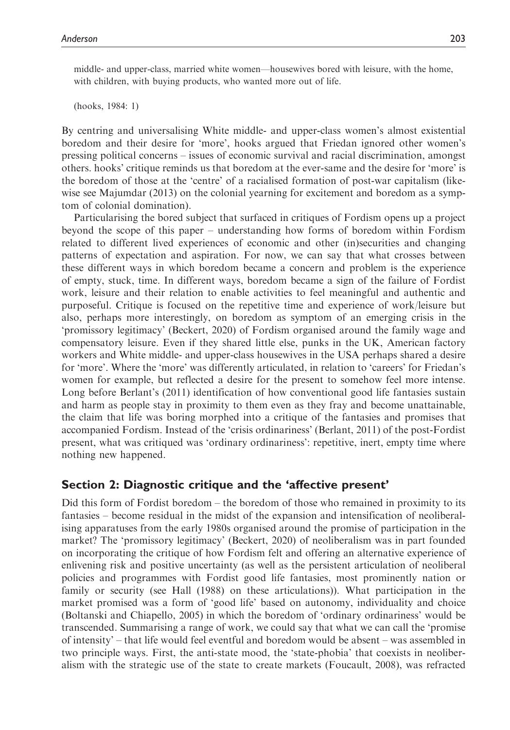> middle- and upper-class, married white women—housewives bored with leisure, with the home, with children, with buying products, who wanted more out of life.
>
> (hooks, 1984: 1)

By centring and universalising White middle- and upper-class women's almost existential boredom and their desire for 'more', hooks argued that Friedan ignored other women's pressing political concerns – issues of economic survival and racial discrimination, amongst others. hooks' critique reminds us that boredom at the ever-same and the desire for 'more' is the boredom of those at the 'centre' of a racialised formation of post-war capitalism (likewise see Majumdar (2013) on the colonial yearning for excitement and boredom as a symptom of colonial domination).

Particularising the bored subject that surfaced in critiques of Fordism opens up a project beyond the scope of this paper – understanding how forms of boredom within Fordism related to different lived experiences of economic and other (in)securities and changing patterns of expectation and aspiration. For now, we can say that what crosses between these different ways in which boredom became a concern and problem is the experience of empty, stuck, time. In different ways, boredom became a sign of the failure of Fordist work, leisure and their relation to enable activities to feel meaningful and authentic and purposeful. Critique is focused on the repetitive time and experience of work/leisure but also, perhaps more interestingly, on boredom as symptom of an emerging crisis in the 'promissory legitimacy' (Beckert, 2020) of Fordism organised around the family wage and compensatory leisure. Even if they shared little else, punks in the UK, American factory workers and White middle- and upper-class housewives in the USA perhaps shared a desire for 'more'. Where the 'more' was differently articulated, in relation to 'careers' for Friedan's women for example, but reflected a desire for the present to somehow feel more intense. Long before Berlant's (2011) identification of how conventional good life fantasies sustain and harm as people stay in proximity to them even as they fray and become unattainable, the claim that life was boring morphed into a critique of the fantasies and promises that accompanied Fordism. Instead of the 'crisis ordinariness' (Berlant, 2011) of the post-Fordist present, what was critiqued was 'ordinary ordinariness': repetitive, inert, empty time where nothing new happened.

## Section 2: Diagnostic critique and the 'affective present'

Did this form of Fordist boredom – the boredom of those who remained in proximity to its fantasies – become residual in the midst of the expansion and intensification of neoliberalising apparatuses from the early 1980s organised around the promise of participation in the market? The 'promissory legitimacy' (Beckert, 2020) of neoliberalism was in part founded on incorporating the critique of how Fordism felt and offering an alternative experience of enlivening risk and positive uncertainty (as well as the persistent articulation of neoliberal policies and programmes with Fordist good life fantasies, most prominently nation or family or security (see Hall (1988) on these articulations)). What participation in the market promised was a form of 'good life' based on autonomy, individuality and choice (Boltanski and Chiapello, 2005) in which the boredom of 'ordinary ordinariness' would be transcended. Summarising a range of work, we could say that what we can call the 'promise of intensity' – that life would feel eventful and boredom would be absent – was assembled in two principle ways. First, the anti-state mood, the 'state-phobia' that coexists in neoliberalism with the strategic use of the state to create markets (Foucault, 2008), was refracted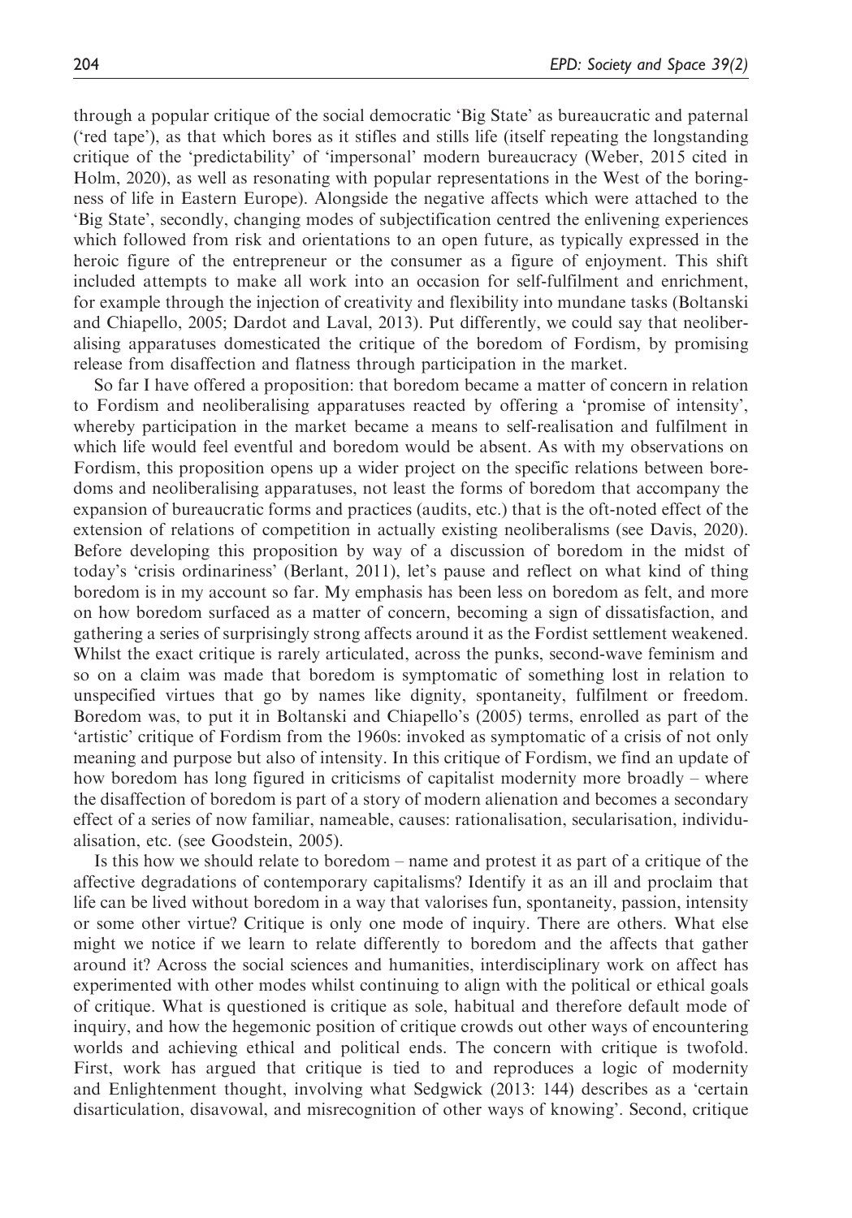through a popular critique of the social democratic 'Big State' as bureaucratic and paternal ('red tape'), as that which bores as it stifles and stills life (itself repeating the longstanding critique of the 'predictability' of 'impersonal' modern bureaucracy (Weber, 2015 cited in Holm, 2020), as well as resonating with popular representations in the West of the boringness of life in Eastern Europe). Alongside the negative affects which were attached to the 'Big State', secondly, changing modes of subjectification centred the enlivening experiences which followed from risk and orientations to an open future, as typically expressed in the heroic figure of the entrepreneur or the consumer as a figure of enjoyment. This shift included attempts to make all work into an occasion for self-fulfilment and enrichment, for example through the injection of creativity and flexibility into mundane tasks (Boltanski and Chiapello, 2005; Dardot and Laval, 2013). Put differently, we could say that neoliberalising apparatuses domesticated the critique of the boredom of Fordism, by promising release from disaffection and flatness through participation in the market.

So far I have offered a proposition: that boredom became a matter of concern in relation to Fordism and neoliberalising apparatuses reacted by offering a 'promise of intensity', whereby participation in the market became a means to self-realisation and fulfilment in which life would feel eventful and boredom would be absent. As with my observations on Fordism, this proposition opens up a wider project on the specific relations between boredoms and neoliberalising apparatuses, not least the forms of boredom that accompany the expansion of bureaucratic forms and practices (audits, etc.) that is the oft-noted effect of the extension of relations of competition in actually existing neoliberalisms (see Davis, 2020). Before developing this proposition by way of a discussion of boredom in the midst of today's 'crisis ordinariness' (Berlant, 2011), let's pause and reflect on what kind of thing boredom is in my account so far. My emphasis has been less on boredom as felt, and more on how boredom surfaced as a matter of concern, becoming a sign of dissatisfaction, and gathering a series of surprisingly strong affects around it as the Fordist settlement weakened. Whilst the exact critique is rarely articulated, across the punks, second-wave feminism and so on a claim was made that boredom is symptomatic of something lost in relation to unspecified virtues that go by names like dignity, spontaneity, fulfilment or freedom. Boredom was, to put it in Boltanski and Chiapello's (2005) terms, enrolled as part of the 'artistic' critique of Fordism from the 1960s: invoked as symptomatic of a crisis of not only meaning and purpose but also of intensity. In this critique of Fordism, we find an update of how boredom has long figured in criticisms of capitalist modernity more broadly – where the disaffection of boredom is part of a story of modern alienation and becomes a secondary effect of a series of now familiar, nameable, causes: rationalisation, secularisation, individualisation, etc. (see Goodstein, 2005).

Is this how we should relate to boredom – name and protest it as part of a critique of the affective degradations of contemporary capitalisms? Identify it as an ill and proclaim that life can be lived without boredom in a way that valorises fun, spontaneity, passion, intensity or some other virtue? Critique is only one mode of inquiry. There are others. What else might we notice if we learn to relate differently to boredom and the affects that gather around it? Across the social sciences and humanities, interdisciplinary work on affect has experimented with other modes whilst continuing to align with the political or ethical goals of critique. What is questioned is critique as sole, habitual and therefore default mode of inquiry, and how the hegemonic position of critique crowds out other ways of encountering worlds and achieving ethical and political ends. The concern with critique is twofold. First, work has argued that critique is tied to and reproduces a logic of modernity and Enlightenment thought, involving what Sedgwick (2013: 144) describes as a 'certain disarticulation, disavowal, and misrecognition of other ways of knowing'. Second, critique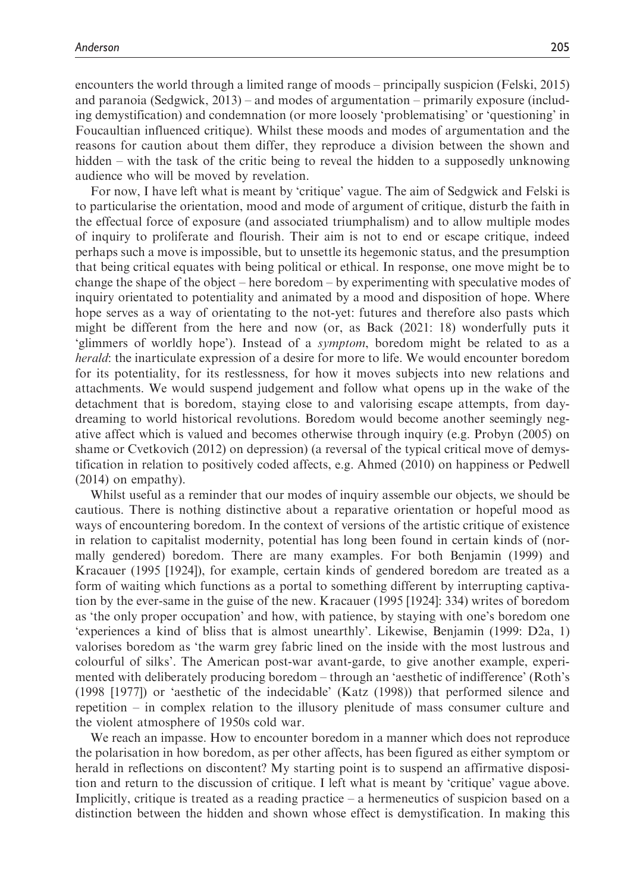encounters the world through a limited range of moods – principally suspicion (Felski, 2015) and paranoia (Sedgwick, 2013) – and modes of argumentation – primarily exposure (including demystification) and condemnation (or more loosely 'problematising' or 'questioning' in Foucaultian influenced critique). Whilst these moods and modes of argumentation and the reasons for caution about them differ, they reproduce a division between the shown and hidden – with the task of the critic being to reveal the hidden to a supposedly unknowing audience who will be moved by revelation.

For now, I have left what is meant by 'critique' vague. The aim of Sedgwick and Felski is to particularise the orientation, mood and mode of argument of critique, disturb the faith in the effectual force of exposure (and associated triumphalism) and to allow multiple modes of inquiry to proliferate and flourish. Their aim is not to end or escape critique, indeed perhaps such a move is impossible, but to unsettle its hegemonic status, and the presumption that being critical equates with being political or ethical. In response, one move might be to change the shape of the object – here boredom – by experimenting with speculative modes of inquiry orientated to potentiality and animated by a mood and disposition of hope. Where hope serves as a way of orientating to the not-yet: futures and therefore also pasts which might be different from the here and now (or, as Back (2021: 18) wonderfully puts it 'glimmers of worldly hope'). Instead of a *symptom*, boredom might be related to as a *herald*: the inarticulate expression of a desire for more to life. We would encounter boredom for its potentiality, for its restlessness, for how it moves subjects into new relations and attachments. We would suspend judgement and follow what opens up in the wake of the detachment that is boredom, staying close to and valorising escape attempts, from day-dreaming to world historical revolutions. Boredom would become another seemingly negative affect which is valued and becomes otherwise through inquiry (e.g. Probyn (2005) on shame or Cvetkovich (2012) on depression) (a reversal of the typical critical move of demystification in relation to positively coded affects, e.g. Ahmed (2010) on happiness or Pedwell (2014) on empathy).

Whilst useful as a reminder that our modes of inquiry assemble our objects, we should be cautious. There is nothing distinctive about a reparative orientation or hopeful mood as ways of encountering boredom. In the context of versions of the artistic critique of existence in relation to capitalist modernity, potential has long been found in certain kinds of (normally gendered) boredom. There are many examples. For both Benjamin (1999) and Kracauer (1995 [1924]), for example, certain kinds of gendered boredom are treated as a form of waiting which functions as a portal to something different by interrupting captivation by the ever-same in the guise of the new. Kracauer (1995 [1924]: 334) writes of boredom as 'the only proper occupation' and how, with patience, by staying with one's boredom one 'experiences a kind of bliss that is almost unearthly'. Likewise, Benjamin (1999: D2a, 1) valorises boredom as 'the warm grey fabric lined on the inside with the most lustrous and colourful of silks'. The American post-war avant-garde, to give another example, experimented with deliberately producing boredom – through an 'aesthetic of indifference' (Roth's (1998 [1977]) or 'aesthetic of the indecidable' (Katz (1998)) that performed silence and repetition – in complex relation to the illusory plenitude of mass consumer culture and the violent atmosphere of 1950s cold war.

We reach an impasse. How to encounter boredom in a manner which does not reproduce the polarisation in how boredom, as per other affects, has been figured as either symptom or herald in reflections on discontent? My starting point is to suspend an affirmative disposition and return to the discussion of critique. I left what is meant by 'critique' vague above. Implicitly, critique is treated as a reading practice – a hermeneutics of suspicion based on a distinction between the hidden and shown whose effect is demystification. In making this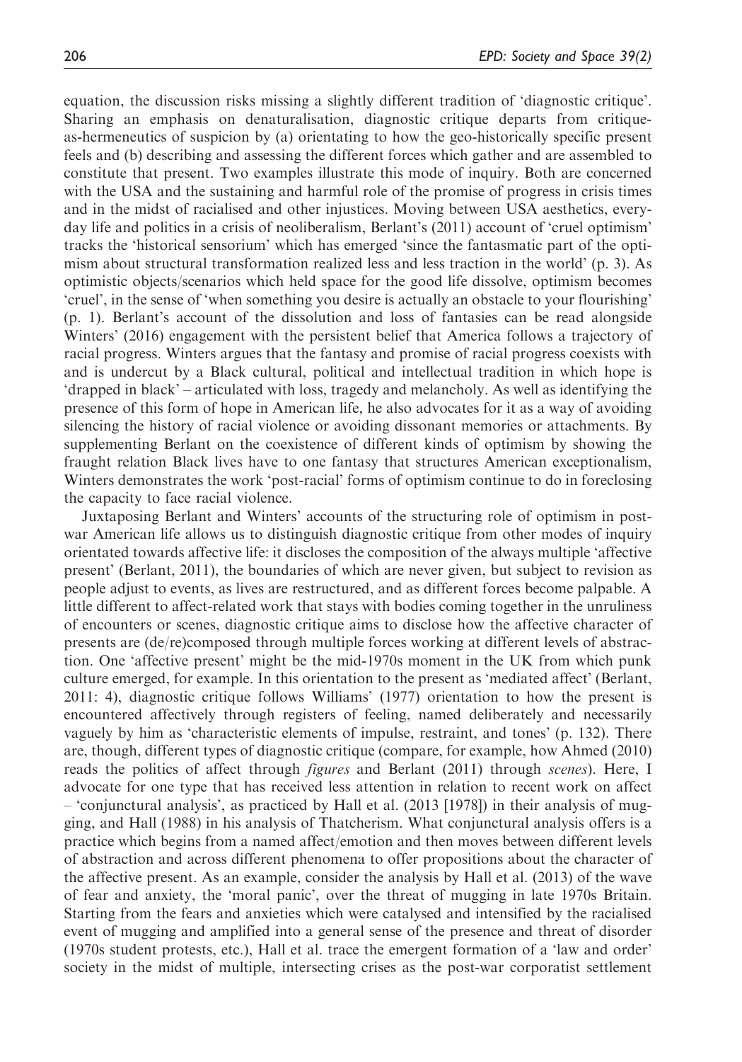equation, the discussion risks missing a slightly different tradition of 'diagnostic critique'. Sharing an emphasis on denaturalisation, diagnostic critique departs from critique-as-hermeneutics of suspicion by (a) orientating to how the geo-historically specific present feels and (b) describing and assessing the different forces which gather and are assembled to constitute that present. Two examples illustrate this mode of inquiry. Both are concerned with the USA and the sustaining and harmful role of the promise of progress in crisis times and in the midst of racialised and other injustices. Moving between USA aesthetics, everyday life and politics in a crisis of neoliberalism, Berlant's (2011) account of 'cruel optimism' tracks the 'historical sensorium' which has emerged 'since the fantasmatic part of the optimism about structural transformation realized less and less traction in the world' (p. 3). As optimistic objects/scenarios which held space for the good life dissolve, optimism becomes 'cruel', in the sense of 'when something you desire is actually an obstacle to your flourishing' (p. 1). Berlant's account of the dissolution and loss of fantasies can be read alongside Winters' (2016) engagement with the persistent belief that America follows a trajectory of racial progress. Winters argues that the fantasy and promise of racial progress coexists with and is undercut by a Black cultural, political and intellectual tradition in which hope is 'drapped in black' – articulated with loss, tragedy and melancholy. As well as identifying the presence of this form of hope in American life, he also advocates for it as a way of avoiding silencing the history of racial violence or avoiding dissonant memories or attachments. By supplementing Berlant on the coexistence of different kinds of optimism by showing the fraught relation Black lives have to one fantasy that structures American exceptionalism, Winters demonstrates the work 'post-racial' forms of optimism continue to do in foreclosing the capacity to face racial violence.

Juxtaposing Berlant and Winters' accounts of the structuring role of optimism in post-war American life allows us to distinguish diagnostic critique from other modes of inquiry orientated towards affective life: it discloses the composition of the always multiple 'affective present' (Berlant, 2011), the boundaries of which are never given, but subject to revision as people adjust to events, as lives are restructured, and as different forces become palpable. A little different to affect-related work that stays with bodies coming together in the unruliness of encounters or scenes, diagnostic critique aims to disclose how the affective character of presents are (de/re)composed through multiple forces working at different levels of abstraction. One 'affective present' might be the mid-1970s moment in the UK from which punk culture emerged, for example. In this orientation to the present as 'mediated affect' (Berlant, 2011: 4), diagnostic critique follows Williams' (1977) orientation to how the present is encountered affectively through registers of feeling, named deliberately and necessarily vaguely by him as 'characteristic elements of impulse, restraint, and tones' (p. 132). There are, though, different types of diagnostic critique (compare, for example, how Ahmed (2010) reads the politics of affect through *figures* and Berlant (2011) through *scenes*). Here, I advocate for one type that has received less attention in relation to recent work on affect – 'conjunctural analysis', as practiced by Hall et al. (2013 [1978]) in their analysis of mugging, and Hall (1988) in his analysis of Thatcherism. What conjunctural analysis offers is a practice which begins from a named affect/emotion and then moves between different levels of abstraction and across different phenomena to offer propositions about the character of the affective present. As an example, consider the analysis by Hall et al. (2013) of the wave of fear and anxiety, the 'moral panic', over the threat of mugging in late 1970s Britain. Starting from the fears and anxieties which were catalysed and intensified by the racialised event of mugging and amplified into a general sense of the presence and threat of disorder (1970s student protests, etc.), Hall et al. trace the emergent formation of a 'law and order' society in the midst of multiple, intersecting crises as the post-war corporatist settlement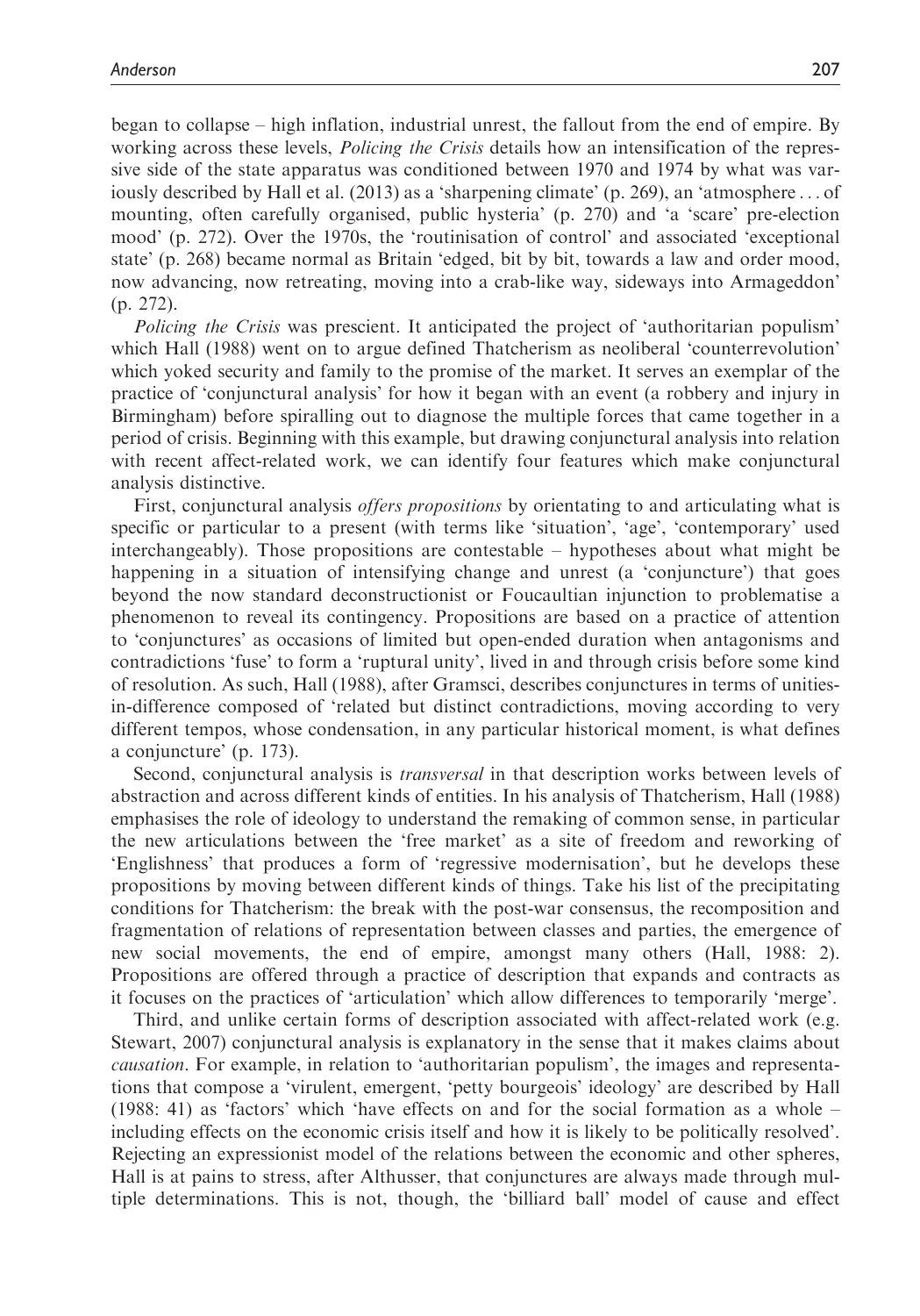began to collapse – high inflation, industrial unrest, the fallout from the end of empire. By working across these levels, *Policing the Crisis* details how an intensification of the repressive side of the state apparatus was conditioned between 1970 and 1974 by what was variously described by Hall et al. (2013) as a 'sharpening climate' (p. 269), an 'atmosphere . . . of mounting, often carefully organised, public hysteria' (p. 270) and 'a 'scare' pre-election mood' (p. 272). Over the 1970s, the 'routinisation of control' and associated 'exceptional state' (p. 268) became normal as Britain 'edged, bit by bit, towards a law and order mood, now advancing, now retreating, moving into a crab-like way, sideways into Armageddon' (p. 272).

*Policing the Crisis* was prescient. It anticipated the project of 'authoritarian populism' which Hall (1988) went on to argue defined Thatcherism as neoliberal 'counterrevolution' which yoked security and family to the promise of the market. It serves an exemplar of the practice of 'conjunctural analysis' for how it began with an event (a robbery and injury in Birmingham) before spiralling out to diagnose the multiple forces that came together in a period of crisis. Beginning with this example, but drawing conjunctural analysis into relation with recent affect-related work, we can identify four features which make conjunctural analysis distinctive.

First, conjunctural analysis *offers propositions* by orientating to and articulating what is specific or particular to a present (with terms like 'situation', 'age', 'contemporary' used interchangeably). Those propositions are contestable – hypotheses about what might be happening in a situation of intensifying change and unrest (a 'conjuncture') that goes beyond the now standard deconstructionist or Foucaultian injunction to problematise a phenomenon to reveal its contingency. Propositions are based on a practice of attention to 'conjunctures' as occasions of limited but open-ended duration when antagonisms and contradictions 'fuse' to form a 'ruptural unity', lived in and through crisis before some kind of resolution. As such, Hall (1988), after Gramsci, describes conjunctures in terms of unities-in-difference composed of 'related but distinct contradictions, moving according to very different tempos, whose condensation, in any particular historical moment, is what defines a conjuncture' (p. 173).

Second, conjunctural analysis is *transversal* in that description works between levels of abstraction and across different kinds of entities. In his analysis of Thatcherism, Hall (1988) emphasises the role of ideology to understand the remaking of common sense, in particular the new articulations between the 'free market' as a site of freedom and reworking of 'Englishness' that produces a form of 'regressive modernisation', but he develops these propositions by moving between different kinds of things. Take his list of the precipitating conditions for Thatcherism: the break with the post-war consensus, the recomposition and fragmentation of relations of representation between classes and parties, the emergence of new social movements, the end of empire, amongst many others (Hall, 1988: 2). Propositions are offered through a practice of description that expands and contracts as it focuses on the practices of 'articulation' which allow differences to temporarily 'merge'.

Third, and unlike certain forms of description associated with affect-related work (e.g. Stewart, 2007) conjunctural analysis is explanatory in the sense that it makes claims about *causation*. For example, in relation to 'authoritarian populism', the images and representations that compose a 'virulent, emergent, 'petty bourgeois' ideology' are described by Hall (1988: 41) as 'factors' which 'have effects on and for the social formation as a whole – including effects on the economic crisis itself and how it is likely to be politically resolved'. Rejecting an expressionist model of the relations between the economic and other spheres, Hall is at pains to stress, after Althusser, that conjunctures are always made through multiple determinations. This is not, though, the 'billiard ball' model of cause and effect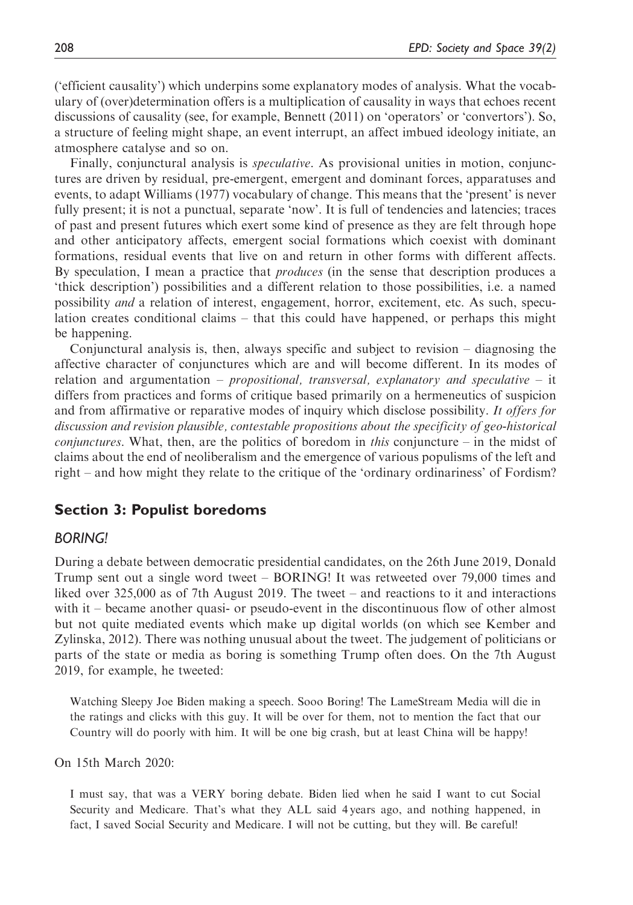('efficient causality') which underpins some explanatory modes of analysis. What the vocabulary of (over)determination offers is a multiplication of causality in ways that echoes recent discussions of causality (see, for example, Bennett (2011) on 'operators' or 'convertors'). So, a structure of feeling might shape, an event interrupt, an affect imbued ideology initiate, an atmosphere catalyse and so on.

Finally, conjunctural analysis is *speculative*. As provisional unities in motion, conjunctures are driven by residual, pre-emergent, emergent and dominant forces, apparatuses and events, to adapt Williams (1977) vocabulary of change. This means that the 'present' is never fully present; it is not a punctual, separate 'now'. It is full of tendencies and latencies; traces of past and present futures which exert some kind of presence as they are felt through hope and other anticipatory affects, emergent social formations which coexist with dominant formations, residual events that live on and return in other forms with different affects. By speculation, I mean a practice that *produces* (in the sense that description produces a 'thick description') possibilities and a different relation to those possibilities, i.e. a named possibility *and* a relation of interest, engagement, horror, excitement, etc. As such, speculation creates conditional claims – that this could have happened, or perhaps this might be happening.

Conjunctural analysis is, then, always specific and subject to revision – diagnosing the affective character of conjunctures which are and will become different. In its modes of relation and argumentation – *propositional, transversal, explanatory and speculative* – it differs from practices and forms of critique based primarily on a hermeneutics of suspicion and from affirmative or reparative modes of inquiry which disclose possibility. *It offers for discussion and revision plausible, contestable propositions about the specificity of geo-historical conjunctures*. What, then, are the politics of boredom in *this* conjuncture – in the midst of claims about the end of neoliberalism and the emergence of various populisms of the left and right – and how might they relate to the critique of the 'ordinary ordinariness' of Fordism?

## Section 3: Populist boredoms

### *BORING!*

During a debate between democratic presidential candidates, on the 26th June 2019, Donald Trump sent out a single word tweet – BORING! It was retweeted over 79,000 times and liked over 325,000 as of 7th August 2019. The tweet – and reactions to it and interactions with it – became another quasi- or pseudo-event in the discontinuous flow of other almost but not quite mediated events which make up digital worlds (on which see Kember and Zylinska, 2012). There was nothing unusual about the tweet. The judgement of politicians or parts of the state or media as boring is something Trump often does. On the 7th August 2019, for example, he tweeted:

> Watching Sleepy Joe Biden making a speech. Sooo Boring! The LameStream Media will die in the ratings and clicks with this guy. It will be over for them, not to mention the fact that our Country will do poorly with him. It will be one big crash, but at least China will be happy!

On 15th March 2020:

> I must say, that was a VERY boring debate. Biden lied when he said I want to cut Social Security and Medicare. That's what they ALL said 4 years ago, and nothing happened, in fact, I saved Social Security and Medicare. I will not be cutting, but they will. Be careful!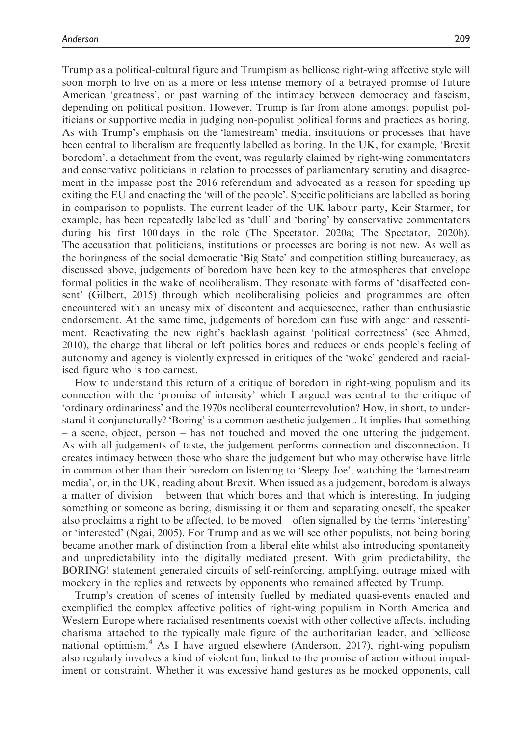Trump as a political-cultural figure and Trumpism as bellicose right-wing affective style will soon morph to live on as a more or less intense memory of a betrayed promise of future American 'greatness', or past warning of the intimacy between democracy and fascism, depending on political position. However, Trump is far from alone amongst populist politicians or supportive media in judging non-populist political forms and practices as boring. As with Trump's emphasis on the 'lamestream' media, institutions or processes that have been central to liberalism are frequently labelled as boring. In the UK, for example, 'Brexit boredom', a detachment from the event, was regularly claimed by right-wing commentators and conservative politicians in relation to processes of parliamentary scrutiny and disagreement in the impasse post the 2016 referendum and advocated as a reason for speeding up exiting the EU and enacting the 'will of the people'. Specific politicians are labelled as boring in comparison to populists. The current leader of the UK labour party, Keir Starmer, for example, has been repeatedly labelled as 'dull' and 'boring' by conservative commentators during his first 100 days in the role (The Spectator, 2020a; The Spectator, 2020b). The accusation that politicians, institutions or processes are boring is not new. As well as the boringness of the social democratic 'Big State' and competition stifling bureaucracy, as discussed above, judgements of boredom have been key to the atmospheres that envelope formal politics in the wake of neoliberalism. They resonate with forms of 'disaffected consent' (Gilbert, 2015) through which neoliberalising policies and programmes are often encountered with an uneasy mix of discontent and acquiescence, rather than enthusiastic endorsement. At the same time, judgements of boredom can fuse with anger and ressentiment. Reactivating the new right's backlash against 'political correctness' (see Ahmed, 2010), the charge that liberal or left politics bores and reduces or ends people's feeling of autonomy and agency is violently expressed in critiques of the 'woke' gendered and racialised figure who is too earnest.

How to understand this return of a critique of boredom in right-wing populism and its connection with the 'promise of intensity' which I argued was central to the critique of 'ordinary ordinariness' and the 1970s neoliberal counterrevolution? How, in short, to understand it conjuncturally? 'Boring' is a common aesthetic judgement. It implies that something – a scene, object, person – has not touched and moved the one uttering the judgement. As with all judgements of taste, the judgement performs connection and disconnection. It creates intimacy between those who share the judgement but who may otherwise have little in common other than their boredom on listening to 'Sleepy Joe', watching the 'lamestream media', or, in the UK, reading about Brexit. When issued as a judgement, boredom is always a matter of division – between that which bores and that which is interesting. In judging something or someone as boring, dismissing it or them and separating oneself, the speaker also proclaims a right to be affected, to be moved – often signalled by the terms 'interesting' or 'interested' (Ngai, 2005). For Trump and as we will see other populists, not being boring became another mark of distinction from a liberal elite whilst also introducing spontaneity and unpredictability into the digitally mediated present. With grim predictability, the BORING! statement generated circuits of self-reinforcing, amplifying, outrage mixed with mockery in the replies and retweets by opponents who remained affected by Trump.

Trump's creation of scenes of intensity fuelled by mediated quasi-events enacted and exemplified the complex affective politics of right-wing populism in North America and Western Europe where racialised resentments coexist with other collective affects, including charisma attached to the typically male figure of the authoritarian leader, and bellicose national optimism.[4] As I have argued elsewhere (Anderson, 2017), right-wing populism also regularly involves a kind of violent fun, linked to the promise of action without impediment or constraint. Whether it was excessive hand gestures as he mocked opponents, call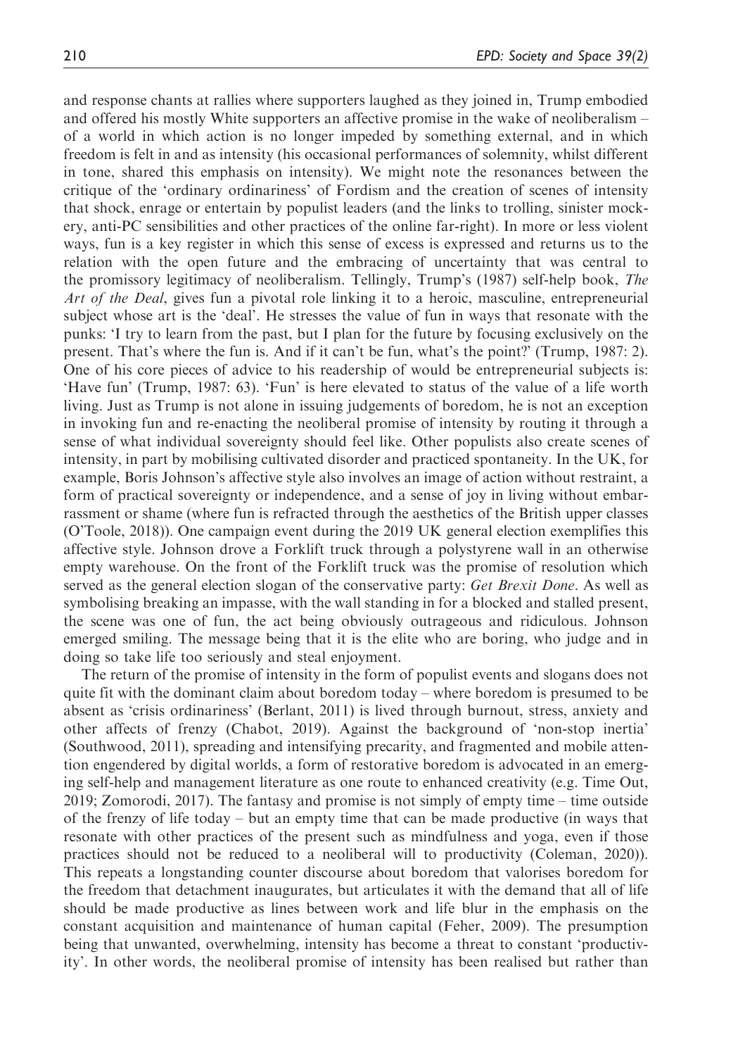and response chants at rallies where supporters laughed as they joined in, Trump embodied and offered his mostly White supporters an affective promise in the wake of neoliberalism – of a world in which action is no longer impeded by something external, and in which freedom is felt in and as intensity (his occasional performances of solemnity, whilst different in tone, shared this emphasis on intensity). We might note the resonances between the critique of the 'ordinary ordinariness' of Fordism and the creation of scenes of intensity that shock, enrage or entertain by populist leaders (and the links to trolling, sinister mockery, anti-PC sensibilities and other practices of the online far-right). In more or less violent ways, fun is a key register in which this sense of excess is expressed and returns us to the relation with the open future and the embracing of uncertainty that was central to the promissory legitimacy of neoliberalism. Tellingly, Trump's (1987) self-help book, *The Art of the Deal*, gives fun a pivotal role linking it to a heroic, masculine, entrepreneurial subject whose art is the 'deal'. He stresses the value of fun in ways that resonate with the punks: 'I try to learn from the past, but I plan for the future by focusing exclusively on the present. That's where the fun is. And if it can't be fun, what's the point?' (Trump, 1987: 2). One of his core pieces of advice to his readership of would be entrepreneurial subjects is: 'Have fun' (Trump, 1987: 63). 'Fun' is here elevated to status of the value of a life worth living. Just as Trump is not alone in issuing judgements of boredom, he is not an exception in invoking fun and re-enacting the neoliberal promise of intensity by routing it through a sense of what individual sovereignty should feel like. Other populists also create scenes of intensity, in part by mobilising cultivated disorder and practiced spontaneity. In the UK, for example, Boris Johnson's affective style also involves an image of action without restraint, a form of practical sovereignty or independence, and a sense of joy in living without embarrassment or shame (where fun is refracted through the aesthetics of the British upper classes (O'Toole, 2018)). One campaign event during the 2019 UK general election exemplifies this affective style. Johnson drove a Forklift truck through a polystyrene wall in an otherwise empty warehouse. On the front of the Forklift truck was the promise of resolution which served as the general election slogan of the conservative party: *Get Brexit Done*. As well as symbolising breaking an impasse, with the wall standing in for a blocked and stalled present, the scene was one of fun, the act being obviously outrageous and ridiculous. Johnson emerged smiling. The message being that it is the elite who are boring, who judge and in doing so take life too seriously and steal enjoyment.

The return of the promise of intensity in the form of populist events and slogans does not quite fit with the dominant claim about boredom today – where boredom is presumed to be absent as 'crisis ordinariness' (Berlant, 2011) is lived through burnout, stress, anxiety and other affects of frenzy (Chabot, 2019). Against the background of 'non-stop inertia' (Southwood, 2011), spreading and intensifying precarity, and fragmented and mobile attention engendered by digital worlds, a form of restorative boredom is advocated in an emerging self-help and management literature as one route to enhanced creativity (e.g. Time Out, 2019; Zomorodi, 2017). The fantasy and promise is not simply of empty time – time outside of the frenzy of life today – but an empty time that can be made productive (in ways that resonate with other practices of the present such as mindfulness and yoga, even if those practices should not be reduced to a neoliberal will to productivity (Coleman, 2020)). This repeats a longstanding counter discourse about boredom that valorises boredom for the freedom that detachment inaugurates, but articulates it with the demand that all of life should be made productive as lines between work and life blur in the emphasis on the constant acquisition and maintenance of human capital (Feher, 2009). The presumption being that unwanted, overwhelming, intensity has become a threat to constant 'productivity'. In other words, the neoliberal promise of intensity has been realised but rather than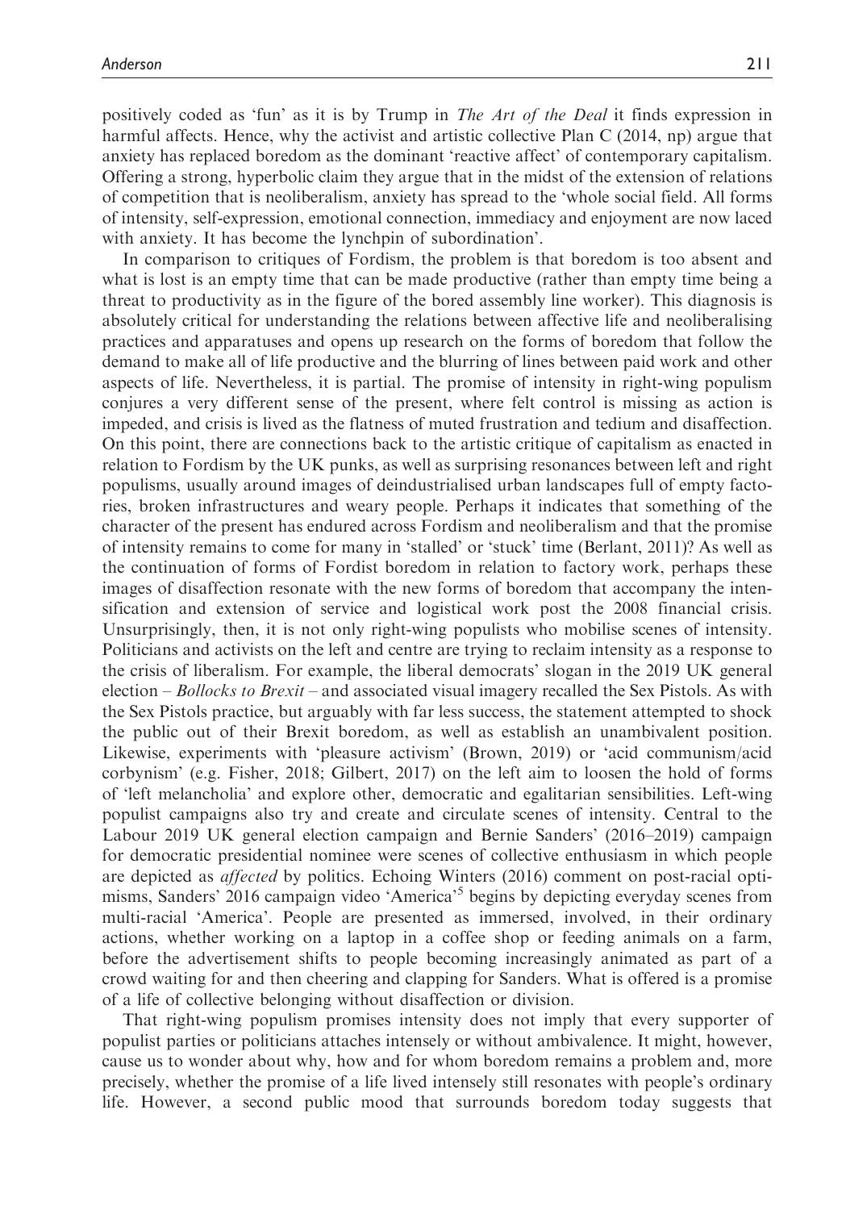positively coded as 'fun' as it is by Trump in *The Art of the Deal* it finds expression in harmful affects. Hence, why the activist and artistic collective Plan C (2014, np) argue that anxiety has replaced boredom as the dominant 'reactive affect' of contemporary capitalism. Offering a strong, hyperbolic claim they argue that in the midst of the extension of relations of competition that is neoliberalism, anxiety has spread to the 'whole social field. All forms of intensity, self-expression, emotional connection, immediacy and enjoyment are now laced with anxiety. It has become the lynchpin of subordination'.

In comparison to critiques of Fordism, the problem is that boredom is too absent and what is lost is an empty time that can be made productive (rather than empty time being a threat to productivity as in the figure of the bored assembly line worker). This diagnosis is absolutely critical for understanding the relations between affective life and neoliberalising practices and apparatuses and opens up research on the forms of boredom that follow the demand to make all of life productive and the blurring of lines between paid work and other aspects of life. Nevertheless, it is partial. The promise of intensity in right-wing populism conjures a very different sense of the present, where felt control is missing as action is impeded, and crisis is lived as the flatness of muted frustration and tedium and disaffection. On this point, there are connections back to the artistic critique of capitalism as enacted in relation to Fordism by the UK punks, as well as surprising resonances between left and right populisms, usually around images of deindustrialised urban landscapes full of empty factories, broken infrastructures and weary people. Perhaps it indicates that something of the character of the present has endured across Fordism and neoliberalism and that the promise of intensity remains to come for many in 'stalled' or 'stuck' time (Berlant, 2011)? As well as the continuation of forms of Fordist boredom in relation to factory work, perhaps these images of disaffection resonate with the new forms of boredom that accompany the intensification and extension of service and logistical work post the 2008 financial crisis. Unsurprisingly, then, it is not only right-wing populists who mobilise scenes of intensity. Politicians and activists on the left and centre are trying to reclaim intensity as a response to the crisis of liberalism. For example, the liberal democrats' slogan in the 2019 UK general election – *Bollocks to Brexit* – and associated visual imagery recalled the Sex Pistols. As with the Sex Pistols practice, but arguably with far less success, the statement attempted to shock the public out of their Brexit boredom, as well as establish an unambivalent position. Likewise, experiments with 'pleasure activism' (Brown, 2019) or 'acid communism/acid corbynism' (e.g. Fisher, 2018; Gilbert, 2017) on the left aim to loosen the hold of forms of 'left melancholia' and explore other, democratic and egalitarian sensibilities. Left-wing populist campaigns also try and create and circulate scenes of intensity. Central to the Labour 2019 UK general election campaign and Bernie Sanders' (2016–2019) campaign for democratic presidential nominee were scenes of collective enthusiasm in which people are depicted as *affected* by politics. Echoing Winters (2016) comment on post-racial optimisms, Sanders' 2016 campaign video 'America'[5] begins by depicting everyday scenes from multi-racial 'America'. People are presented as immersed, involved, in their ordinary actions, whether working on a laptop in a coffee shop or feeding animals on a farm, before the advertisement shifts to people becoming increasingly animated as part of a crowd waiting for and then cheering and clapping for Sanders. What is offered is a promise of a life of collective belonging without disaffection or division.

That right-wing populism promises intensity does not imply that every supporter of populist parties or politicians attaches intensely or without ambivalence. It might, however, cause us to wonder about why, how and for whom boredom remains a problem and, more precisely, whether the promise of a life lived intensely still resonates with people's ordinary life. However, a second public mood that surrounds boredom today suggests that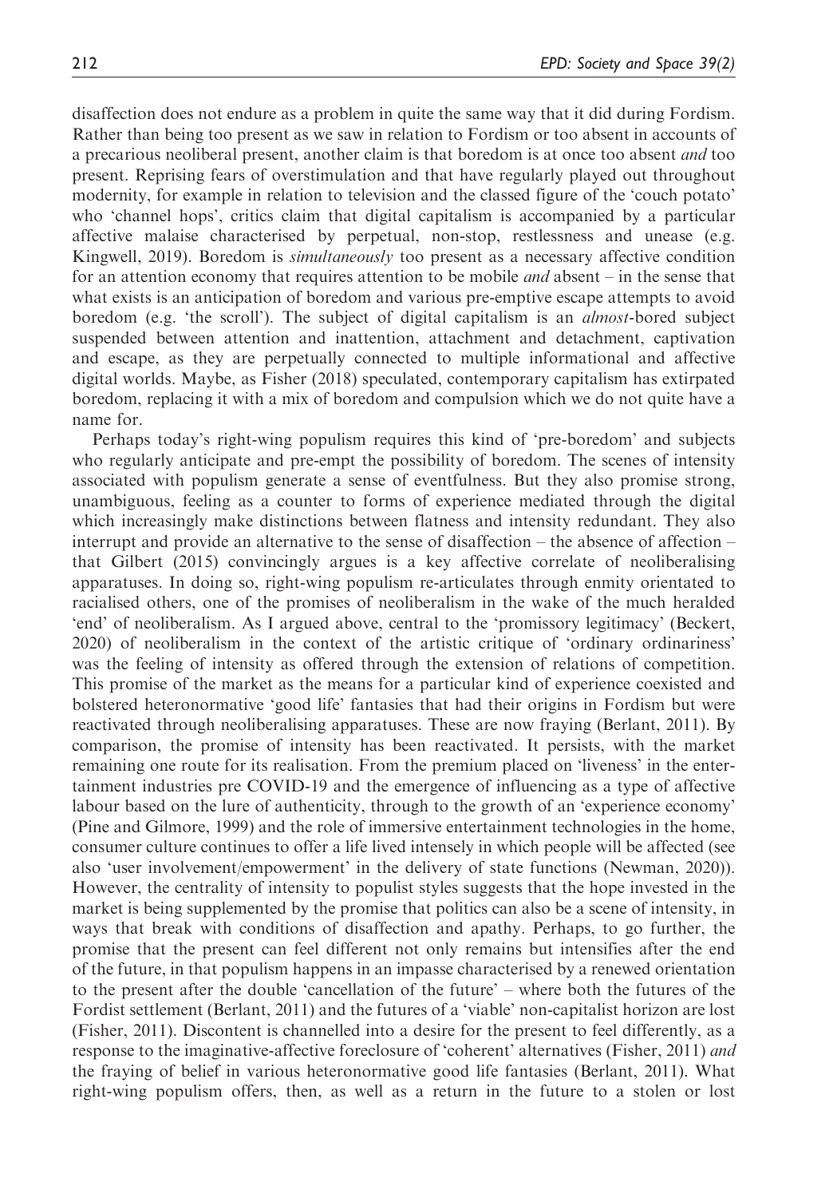disaffection does not endure as a problem in quite the same way that it did during Fordism. Rather than being too present as we saw in relation to Fordism or too absent in accounts of a precarious neoliberal present, another claim is that boredom is at once too absent *and* too present. Reprising fears of overstimulation and that have regularly played out throughout modernity, for example in relation to television and the classed figure of the 'couch potato' who 'channel hops', critics claim that digital capitalism is accompanied by a particular affective malaise characterised by perpetual, non-stop, restlessness and unease (e.g. Kingwell, 2019). Boredom is *simultaneously* too present as a necessary affective condition for an attention economy that requires attention to be mobile *and* absent – in the sense that what exists is an anticipation of boredom and various pre-emptive escape attempts to avoid boredom (e.g. 'the scroll'). The subject of digital capitalism is an *almost*-bored subject suspended between attention and inattention, attachment and detachment, captivation and escape, as they are perpetually connected to multiple informational and affective digital worlds. Maybe, as Fisher (2018) speculated, contemporary capitalism has extirpated boredom, replacing it with a mix of boredom and compulsion which we do not quite have a name for.

Perhaps today's right-wing populism requires this kind of 'pre-boredom' and subjects who regularly anticipate and pre-empt the possibility of boredom. The scenes of intensity associated with populism generate a sense of eventfulness. But they also promise strong, unambiguous, feeling as a counter to forms of experience mediated through the digital which increasingly make distinctions between flatness and intensity redundant. They also interrupt and provide an alternative to the sense of disaffection – the absence of affection – that Gilbert (2015) convincingly argues is a key affective correlate of neoliberalising apparatuses. In doing so, right-wing populism re-articulates through enmity orientated to racialised others, one of the promises of neoliberalism in the wake of the much heralded 'end' of neoliberalism. As I argued above, central to the 'promissory legitimacy' (Beckert, 2020) of neoliberalism in the context of the artistic critique of 'ordinary ordinariness' was the feeling of intensity as offered through the extension of relations of competition. This promise of the market as the means for a particular kind of experience coexisted and bolstered heteronormative 'good life' fantasies that had their origins in Fordism but were reactivated through neoliberalising apparatuses. These are now fraying (Berlant, 2011). By comparison, the promise of intensity has been reactivated. It persists, with the market remaining one route for its realisation. From the premium placed on 'liveness' in the entertainment industries pre COVID-19 and the emergence of influencing as a type of affective labour based on the lure of authenticity, through to the growth of an 'experience economy' (Pine and Gilmore, 1999) and the role of immersive entertainment technologies in the home, consumer culture continues to offer a life lived intensely in which people will be affected (see also 'user involvement/empowerment' in the delivery of state functions (Newman, 2020)). However, the centrality of intensity to populist styles suggests that the hope invested in the market is being supplemented by the promise that politics can also be a scene of intensity, in ways that break with conditions of disaffection and apathy. Perhaps, to go further, the promise that the present can feel different not only remains but intensifies after the end of the future, in that populism happens in an impasse characterised by a renewed orientation to the present after the double 'cancellation of the future' – where both the futures of the Fordist settlement (Berlant, 2011) and the futures of a 'viable' non-capitalist horizon are lost (Fisher, 2011). Discontent is channelled into a desire for the present to feel differently, as a response to the imaginative-affective foreclosure of 'coherent' alternatives (Fisher, 2011) *and* the fraying of belief in various heteronormative good life fantasies (Berlant, 2011). What right-wing populism offers, then, as well as a return in the future to a stolen or lost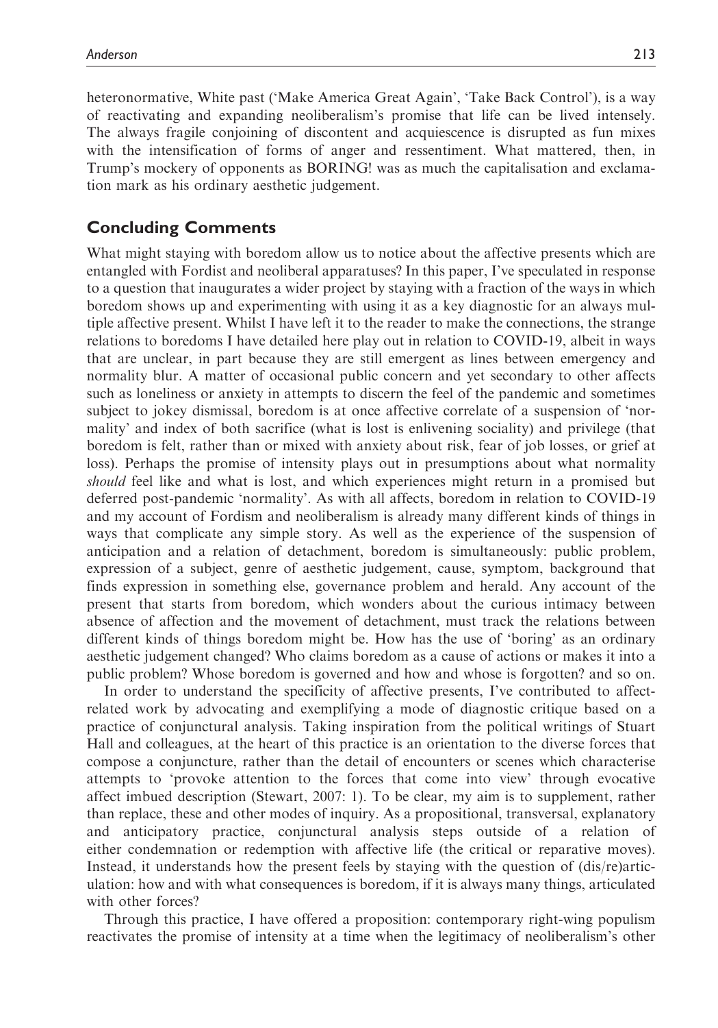heteronormative, White past ('Make America Great Again', 'Take Back Control'), is a way of reactivating and expanding neoliberalism's promise that life can be lived intensely. The always fragile conjoining of discontent and acquiescence is disrupted as fun mixes with the intensification of forms of anger and ressentiment. What mattered, then, in Trump's mockery of opponents as BORING! was as much the capitalisation and exclamation mark as his ordinary aesthetic judgement.

## Concluding Comments

What might staying with boredom allow us to notice about the affective presents which are entangled with Fordist and neoliberal apparatuses? In this paper, I've speculated in response to a question that inaugurates a wider project by staying with a fraction of the ways in which boredom shows up and experimenting with using it as a key diagnostic for an always multiple affective present. Whilst I have left it to the reader to make the connections, the strange relations to boredoms I have detailed here play out in relation to COVID-19, albeit in ways that are unclear, in part because they are still emergent as lines between emergency and normality blur. A matter of occasional public concern and yet secondary to other affects such as loneliness or anxiety in attempts to discern the feel of the pandemic and sometimes subject to jokey dismissal, boredom is at once affective correlate of a suspension of 'normality' and index of both sacrifice (what is lost is enlivening sociality) and privilege (that boredom is felt, rather than or mixed with anxiety about risk, fear of job losses, or grief at loss). Perhaps the promise of intensity plays out in presumptions about what normality *should* feel like and what is lost, and which experiences might return in a promised but deferred post-pandemic 'normality'. As with all affects, boredom in relation to COVID-19 and my account of Fordism and neoliberalism is already many different kinds of things in ways that complicate any simple story. As well as the experience of the suspension of anticipation and a relation of detachment, boredom is simultaneously: public problem, expression of a subject, genre of aesthetic judgement, cause, symptom, background that finds expression in something else, governance problem and herald. Any account of the present that starts from boredom, which wonders about the curious intimacy between absence of affection and the movement of detachment, must track the relations between different kinds of things boredom might be. How has the use of 'boring' as an ordinary aesthetic judgement changed? Who claims boredom as a cause of actions or makes it into a public problem? Whose boredom is governed and how and whose is forgotten? and so on.

In order to understand the specificity of affective presents, I've contributed to affect-related work by advocating and exemplifying a mode of diagnostic critique based on a practice of conjunctural analysis. Taking inspiration from the political writings of Stuart Hall and colleagues, at the heart of this practice is an orientation to the diverse forces that compose a conjuncture, rather than the detail of encounters or scenes which characterise attempts to 'provoke attention to the forces that come into view' through evocative affect imbued description (Stewart, 2007: 1). To be clear, my aim is to supplement, rather than replace, these and other modes of inquiry. As a propositional, transversal, explanatory and anticipatory practice, conjunctural analysis steps outside of a relation of either condemnation or redemption with affective life (the critical or reparative moves). Instead, it understands how the present feels by staying with the question of (dis/re)articulation: how and with what consequences is boredom, if it is always many things, articulated with other forces?

Through this practice, I have offered a proposition: contemporary right-wing populism reactivates the promise of intensity at a time when the legitimacy of neoliberalism's other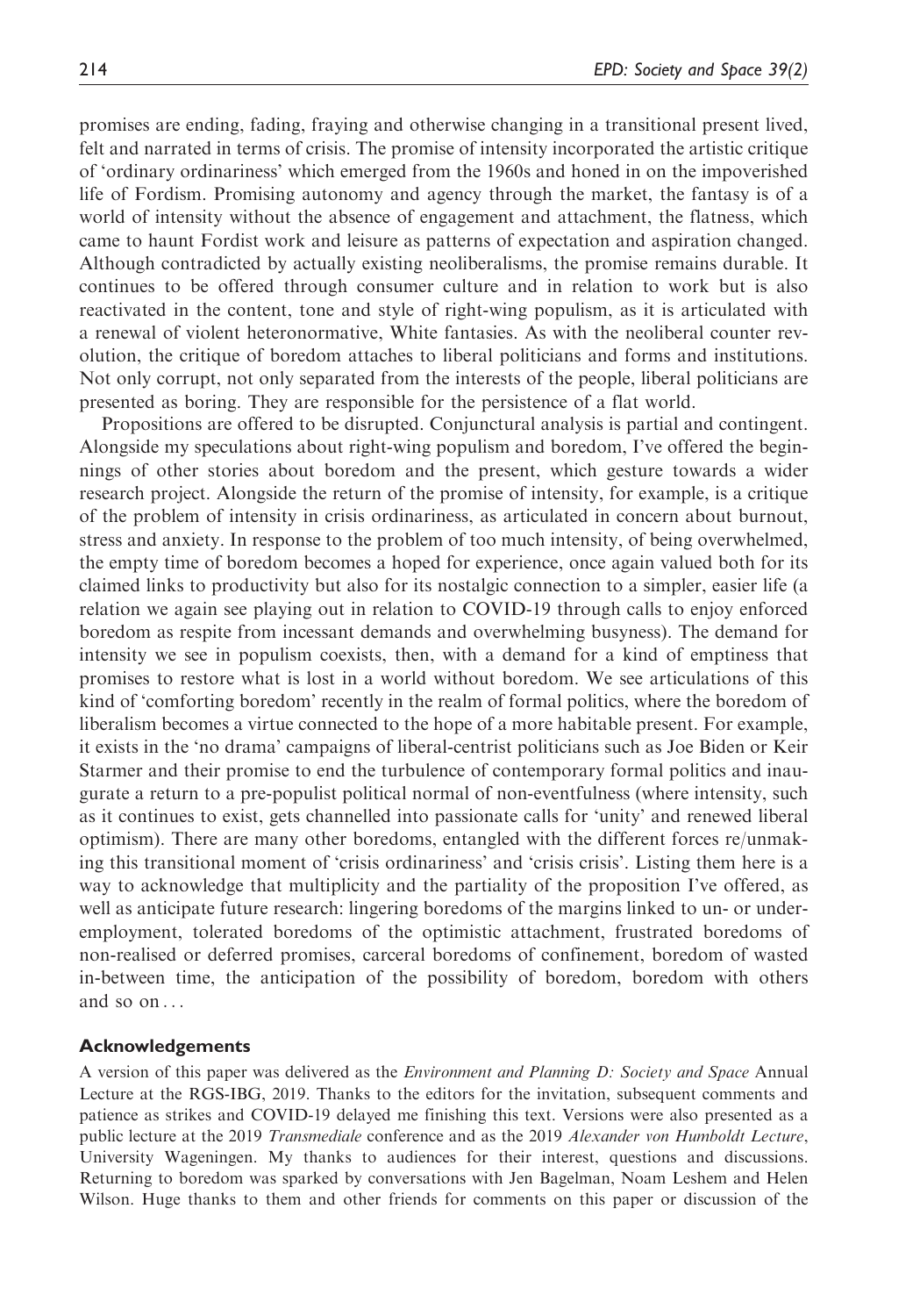promises are ending, fading, fraying and otherwise changing in a transitional present lived, felt and narrated in terms of crisis. The promise of intensity incorporated the artistic critique of 'ordinary ordinariness' which emerged from the 1960s and honed in on the impoverished life of Fordism. Promising autonomy and agency through the market, the fantasy is of a world of intensity without the absence of engagement and attachment, the flatness, which came to haunt Fordist work and leisure as patterns of expectation and aspiration changed. Although contradicted by actually existing neoliberalisms, the promise remains durable. It continues to be offered through consumer culture and in relation to work but is also reactivated in the content, tone and style of right-wing populism, as it is articulated with a renewal of violent heteronormative, White fantasies. As with the neoliberal counter revolution, the critique of boredom attaches to liberal politicians and forms and institutions. Not only corrupt, not only separated from the interests of the people, liberal politicians are presented as boring. They are responsible for the persistence of a flat world.

Propositions are offered to be disrupted. Conjunctural analysis is partial and contingent. Alongside my speculations about right-wing populism and boredom, I've offered the beginnings of other stories about boredom and the present, which gesture towards a wider research project. Alongside the return of the promise of intensity, for example, is a critique of the problem of intensity in crisis ordinariness, as articulated in concern about burnout, stress and anxiety. In response to the problem of too much intensity, of being overwhelmed, the empty time of boredom becomes a hoped for experience, once again valued both for its claimed links to productivity but also for its nostalgic connection to a simpler, easier life (a relation we again see playing out in relation to COVID-19 through calls to enjoy enforced boredom as respite from incessant demands and overwhelming busyness). The demand for intensity we see in populism coexists, then, with a demand for a kind of emptiness that promises to restore what is lost in a world without boredom. We see articulations of this kind of 'comforting boredom' recently in the realm of formal politics, where the boredom of liberalism becomes a virtue connected to the hope of a more habitable present. For example, it exists in the 'no drama' campaigns of liberal-centrist politicians such as Joe Biden or Keir Starmer and their promise to end the turbulence of contemporary formal politics and inaugurate a return to a pre-populist political normal of non-eventfulness (where intensity, such as it continues to exist, gets channelled into passionate calls for 'unity' and renewed liberal optimism). There are many other boredoms, entangled with the different forces re/unmaking this transitional moment of 'crisis ordinariness' and 'crisis crisis'. Listing them here is a way to acknowledge that multiplicity and the partiality of the proposition I've offered, as well as anticipate future research: lingering boredoms of the margins linked to un- or under-employment, tolerated boredoms of the optimistic attachment, frustrated boredoms of non-realised or deferred promises, carceral boredoms of confinement, boredom of wasted in-between time, the anticipation of the possibility of boredom, boredom with others and so on...

## Acknowledgements

A version of this paper was delivered as the *Environment and Planning D: Society and Space* Annual Lecture at the RGS-IBG, 2019. Thanks to the editors for the invitation, subsequent comments and patience as strikes and COVID-19 delayed me finishing this text. Versions were also presented as a public lecture at the 2019 *Transmediale* conference and as the 2019 *Alexander von Humboldt Lecture*, University Wageningen. My thanks to audiences for their interest, questions and discussions. Returning to boredom was sparked by conversations with Jen Bagelman, Noam Leshem and Helen Wilson. Huge thanks to them and other friends for comments on this paper or discussion of the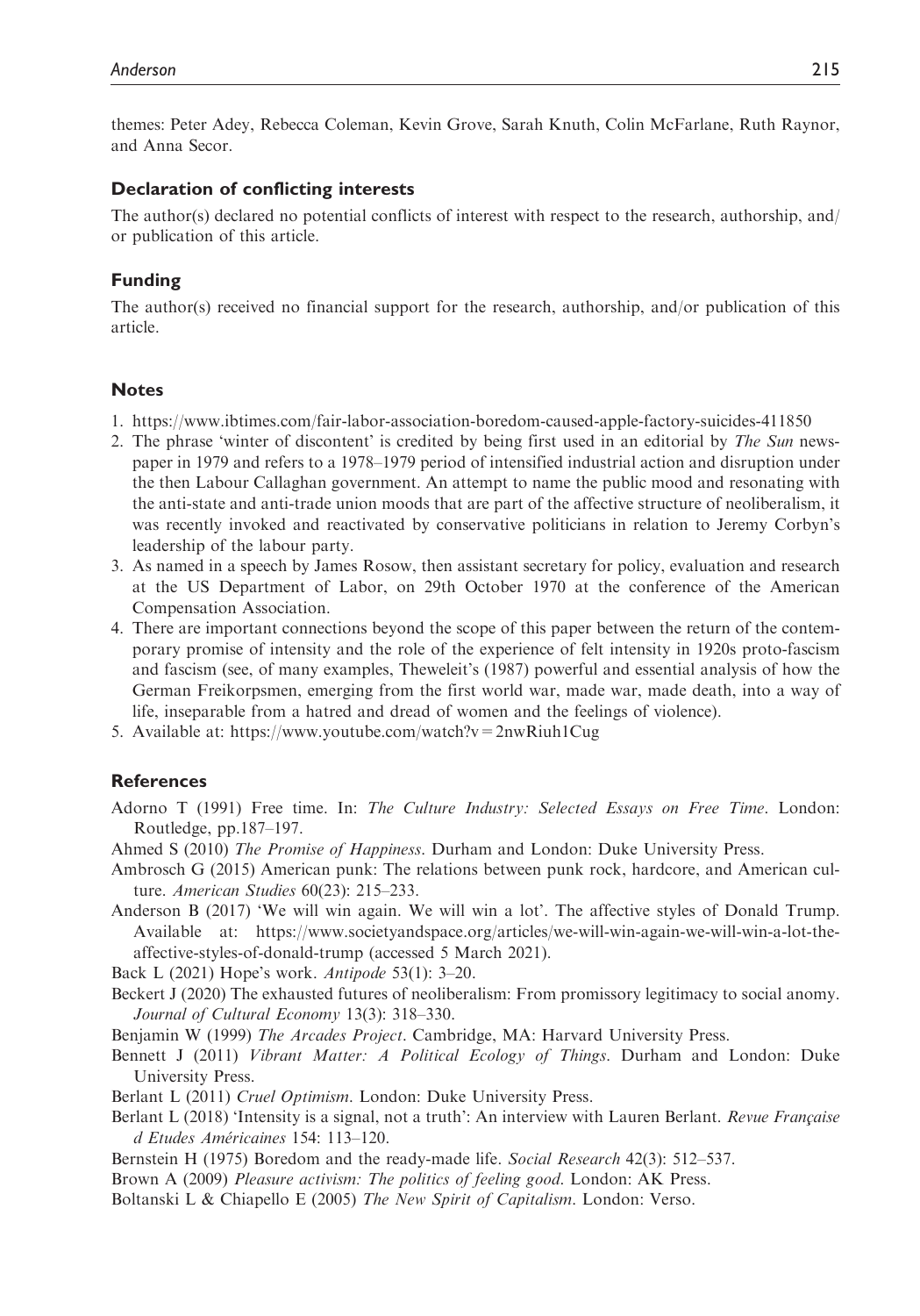themes: Peter Adey, Rebecca Coleman, Kevin Grove, Sarah Knuth, Colin McFarlane, Ruth Raynor, and Anna Secor.

## Declaration of conflicting interests

The author(s) declared no potential conflicts of interest with respect to the research, authorship, and/or publication of this article.

## Funding

The author(s) received no financial support for the research, authorship, and/or publication of this article.

## Notes

1. https://www.ibtimes.com/fair-labor-association-boredom-caused-apple-factory-suicides-411850
2. The phrase 'winter of discontent' is credited by being first used in an editorial by *The Sun* newspaper in 1979 and refers to a 1978–1979 period of intensified industrial action and disruption under the then Labour Callaghan government. An attempt to name the public mood and resonating with the anti-state and anti-trade union moods that are part of the affective structure of neoliberalism, it was recently invoked and reactivated by conservative politicians in relation to Jeremy Corbyn's leadership of the labour party.
3. As named in a speech by James Rosow, then assistant secretary for policy, evaluation and research at the US Department of Labor, on 29th October 1970 at the conference of the American Compensation Association.
4. There are important connections beyond the scope of this paper between the return of the contemporary promise of intensity and the role of the experience of felt intensity in 1920s proto-fascism and fascism (see, of many examples, Theweleit's (1987) powerful and essential analysis of how the German Freikorpsmen, emerging from the first world war, made war, made death, into a way of life, inseparable from a hatred and dread of women and the feelings of violence).
5. Available at: https://www.youtube.com/watch?v=2nwRiuh1Cug

## References

Adorno T (1991) Free time. In: *The Culture Industry: Selected Essays on Free Time*. London: Routledge, pp.187–197.

Ahmed S (2010) *The Promise of Happiness*. Durham and London: Duke University Press.

Ambrosch G (2015) American punk: The relations between punk rock, hardcore, and American culture. *American Studies* 60(23): 215–233.

Anderson B (2017) 'We will win again. We will win a lot'. The affective styles of Donald Trump. Available at: https://www.societyandspace.org/articles/we-will-win-again-we-will-win-a-lot-the-affective-styles-of-donald-trump (accessed 5 March 2021).

Back L (2021) Hope's work. *Antipode* 53(1): 3–20.

Beckert J (2020) The exhausted futures of neoliberalism: From promissory legitimacy to social anomy. *Journal of Cultural Economy* 13(3): 318–330.

Benjamin W (1999) *The Arcades Project*. Cambridge, MA: Harvard University Press.

Bennett J (2011) *Vibrant Matter: A Political Ecology of Things*. Durham and London: Duke University Press.

Berlant L (2011) *Cruel Optimism*. London: Duke University Press.

Berlant L (2018) 'Intensity is a signal, not a truth': An interview with Lauren Berlant. *Revue Française d Etudes Américaines* 154: 113–120.

Bernstein H (1975) Boredom and the ready-made life. *Social Research* 42(3): 512–537.

Brown A (2009) *Pleasure activism: The politics of feeling good*. London: AK Press.

Boltanski L & Chiapello E (2005) *The New Spirit of Capitalism*. London: Verso.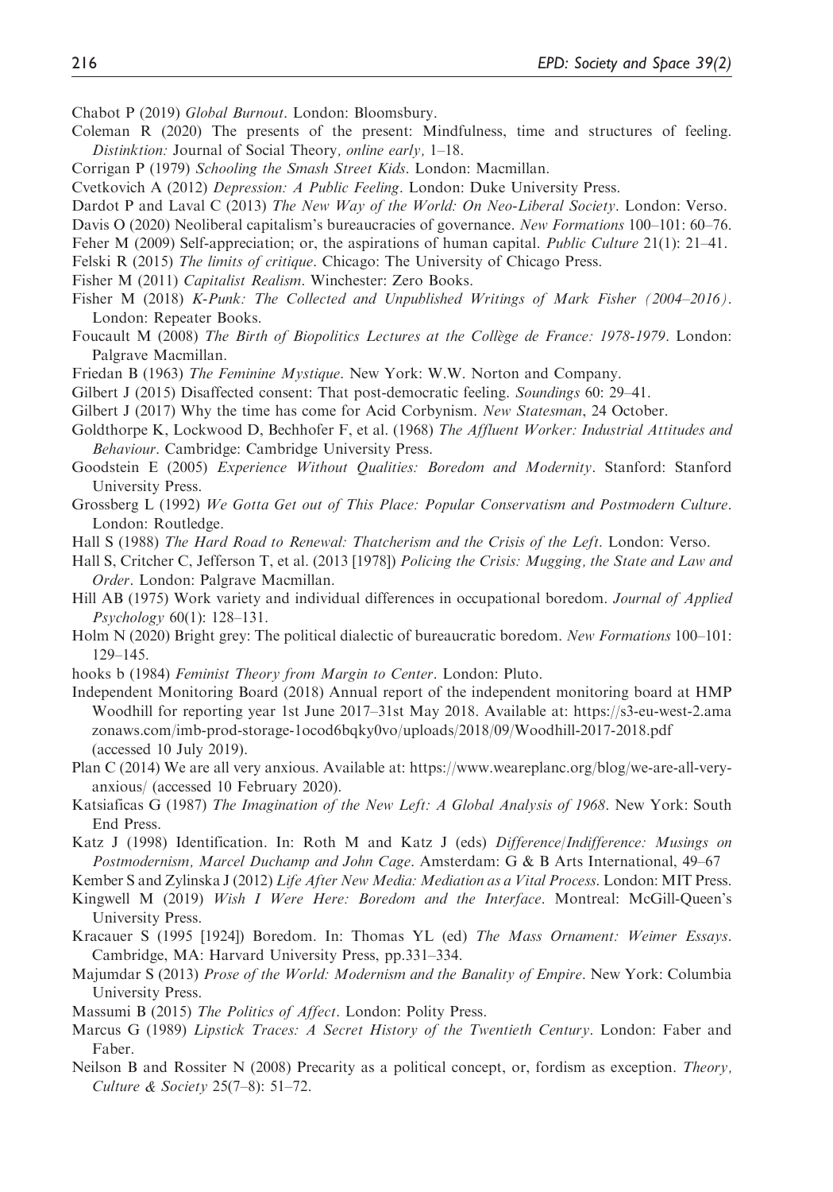Chabot P (2019) *Global Burnout*. London: Bloomsbury.

Coleman R (2020) The presents of the present: Mindfulness, time and structures of feeling. *Distinktion:* Journal of Social Theory*, online early*, 1–18.

Corrigan P (1979) *Schooling the Smash Street Kids*. London: Macmillan.

Cvetkovich A (2012) *Depression: A Public Feeling*. London: Duke University Press.

Dardot P and Laval C (2013) *The New Way of the World: On Neo-Liberal Society*. London: Verso.

Davis O (2020) Neoliberal capitalism's bureaucracies of governance. *New Formations* 100–101: 60–76.

Feher M (2009) Self-appreciation; or, the aspirations of human capital. *Public Culture* 21(1): 21–41.

Felski R (2015) *The limits of critique*. Chicago: The University of Chicago Press.

Fisher M (2011) *Capitalist Realism*. Winchester: Zero Books.

Fisher M (2018) *K-Punk: The Collected and Unpublished Writings of Mark Fisher (2004–2016)*. London: Repeater Books.

Foucault M (2008) *The Birth of Biopolitics Lectures at the Collège de France: 1978-1979*. London: Palgrave Macmillan.

Friedan B (1963) *The Feminine Mystique*. New York: W.W. Norton and Company.

Gilbert J (2015) Disaffected consent: That post-democratic feeling. *Soundings* 60: 29–41.

Gilbert J (2017) Why the time has come for Acid Corbynism. *New Statesman*, 24 October.

Goldthorpe K, Lockwood D, Bechhofer F, et al. (1968) *The Affluent Worker: Industrial Attitudes and Behaviour*. Cambridge: Cambridge University Press.

Goodstein E (2005) *Experience Without Qualities: Boredom and Modernity*. Stanford: Stanford University Press.

Grossberg L (1992) *We Gotta Get out of This Place: Popular Conservatism and Postmodern Culture*. London: Routledge.

Hall S (1988) *The Hard Road to Renewal: Thatcherism and the Crisis of the Left*. London: Verso.

Hall S, Critcher C, Jefferson T, et al. (2013 [1978]) *Policing the Crisis: Mugging, the State and Law and Order*. London: Palgrave Macmillan.

Hill AB (1975) Work variety and individual differences in occupational boredom. *Journal of Applied Psychology* 60(1): 128–131.

Holm N (2020) Bright grey: The political dialectic of bureaucratic boredom. *New Formations* 100–101: 129–145.

hooks b (1984) *Feminist Theory from Margin to Center*. London: Pluto.

Independent Monitoring Board (2018) Annual report of the independent monitoring board at HMP Woodhill for reporting year 1st June 2017–31st May 2018. Available at: https://s3-eu-west-2.amazonaws.com/imb-prod-storage-1ocod6bqky0vo/uploads/2018/09/Woodhill-2017-2018.pdf (accessed 10 July 2019).

Plan C (2014) We are all very anxious. Available at: https://www.weareplanc.org/blog/we-are-all-very-anxious/ (accessed 10 February 2020).

Katsiaficas G (1987) *The Imagination of the New Left: A Global Analysis of 1968*. New York: South End Press.

Katz J (1998) Identification. In: Roth M and Katz J (eds) *Difference/Indifference: Musings on Postmodernism, Marcel Duchamp and John Cage*. Amsterdam: G & B Arts International, 49–67

Kember S and Zylinska J (2012) *Life After New Media: Mediation as a Vital Process*. London: MIT Press.

Kingwell M (2019) *Wish I Were Here: Boredom and the Interface*. Montreal: McGill-Queen's University Press.

Kracauer S (1995 [1924]) Boredom. In: Thomas YL (ed) *The Mass Ornament: Weimer Essays*. Cambridge, MA: Harvard University Press, pp.331–334.

Majumdar S (2013) *Prose of the World: Modernism and the Banality of Empire*. New York: Columbia University Press.

Massumi B (2015) *The Politics of Affect*. London: Polity Press.

Marcus G (1989) *Lipstick Traces: A Secret History of the Twentieth Century*. London: Faber and Faber.

Neilson B and Rossiter N (2008) Precarity as a political concept, or, fordism as exception. *Theory, Culture & Society* 25(7–8): 51–72.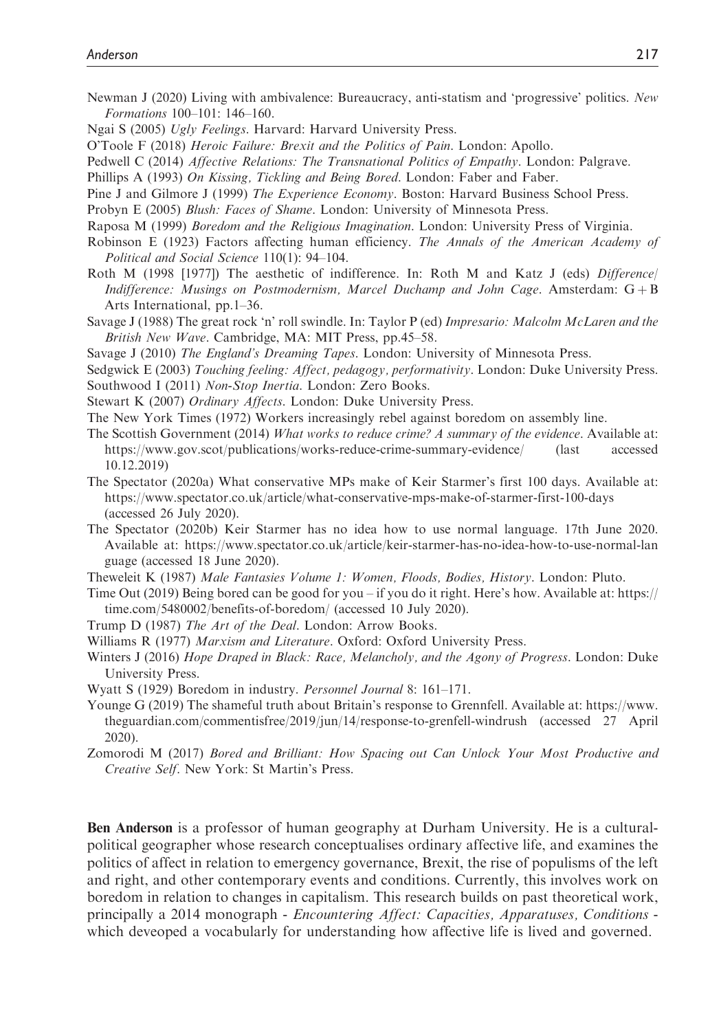Newman J (2020) Living with ambivalence: Bureaucracy, anti-statism and 'progressive' politics. *New Formations* 100–101: 146–160.

Ngai S (2005) *Ugly Feelings*. Harvard: Harvard University Press.

O'Toole F (2018) *Heroic Failure: Brexit and the Politics of Pain*. London: Apollo.

Pedwell C (2014) *Affective Relations: The Transnational Politics of Empathy*. London: Palgrave.

Phillips A (1993) *On Kissing, Tickling and Being Bored*. London: Faber and Faber.

Pine J and Gilmore J (1999) *The Experience Economy*. Boston: Harvard Business School Press.

Probyn E (2005) *Blush: Faces of Shame*. London: University of Minnesota Press.

Raposa M (1999) *Boredom and the Religious Imagination*. London: University Press of Virginia.

Robinson E (1923) Factors affecting human efficiency. *The Annals of the American Academy of Political and Social Science* 110(1): 94–104.

Roth M (1998 [1977]) The aesthetic of indifference. In: Roth M and Katz J (eds) *Difference/Indifference: Musings on Postmodernism, Marcel Duchamp and John Cage*. Amsterdam: G + B Arts International, pp.1–36.

Savage J (1988) The great rock 'n' roll swindle. In: Taylor P (ed) *Impresario: Malcolm McLaren and the British New Wave*. Cambridge, MA: MIT Press, pp.45–58.

Savage J (2010) *The England's Dreaming Tapes*. London: University of Minnesota Press.

Sedgwick E (2003) *Touching feeling: Affect, pedagogy, performativity*. London: Duke University Press.

Southwood I (2011) *Non-Stop Inertia*. London: Zero Books.

Stewart K (2007) *Ordinary Affects*. London: Duke University Press.

The New York Times (1972) Workers increasingly rebel against boredom on assembly line.

The Scottish Government (2014) *What works to reduce crime? A summary of the evidence*. Available at: https://www.gov.scot/publications/works-reduce-crime-summary-evidence/ (last accessed 10.12.2019)

The Spectator (2020a) What conservative MPs make of Keir Starmer's first 100 days. Available at: https://www.spectator.co.uk/article/what-conservative-mps-make-of-starmer-first-100-days (accessed 26 July 2020).

The Spectator (2020b) Keir Starmer has no idea how to use normal language. 17th June 2020. Available at: https://www.spectator.co.uk/article/keir-starmer-has-no-idea-how-to-use-normal-language (accessed 18 June 2020).

Theweleit K (1987) *Male Fantasies Volume 1: Women, Floods, Bodies, History*. London: Pluto.

Time Out (2019) Being bored can be good for you – if you do it right. Here's how. Available at: https://time.com/5480002/benefits-of-boredom/ (accessed 10 July 2020).

Trump D (1987) *The Art of the Deal*. London: Arrow Books.

Williams R (1977) *Marxism and Literature*. Oxford: Oxford University Press.

Winters J (2016) *Hope Draped in Black: Race, Melancholy, and the Agony of Progress*. London: Duke University Press.

Wyatt S (1929) Boredom in industry. *Personnel Journal* 8: 161–171.

Younge G (2019) The shameful truth about Britain's response to Grennfell. Available at: https://www.theguardian.com/commentisfree/2019/jun/14/response-to-grenfell-windrush (accessed 27 April 2020).

Zomorodi M (2017) *Bored and Brilliant: How Spacing out Can Unlock Your Most Productive and Creative Self*. New York: St Martin's Press.

**Ben Anderson** is a professor of human geography at Durham University. He is a cultural-political geographer whose research conceptualises ordinary affective life, and examines the politics of affect in relation to emergency governance, Brexit, the rise of populisms of the left and right, and other contemporary events and conditions. Currently, this involves work on boredom in relation to changes in capitalism. This research builds on past theoretical work, principally a 2014 monograph - *Encountering Affect: Capacities, Apparatuses, Conditions* - which deveoped a vocabulary for understanding how affective life is lived and governed.